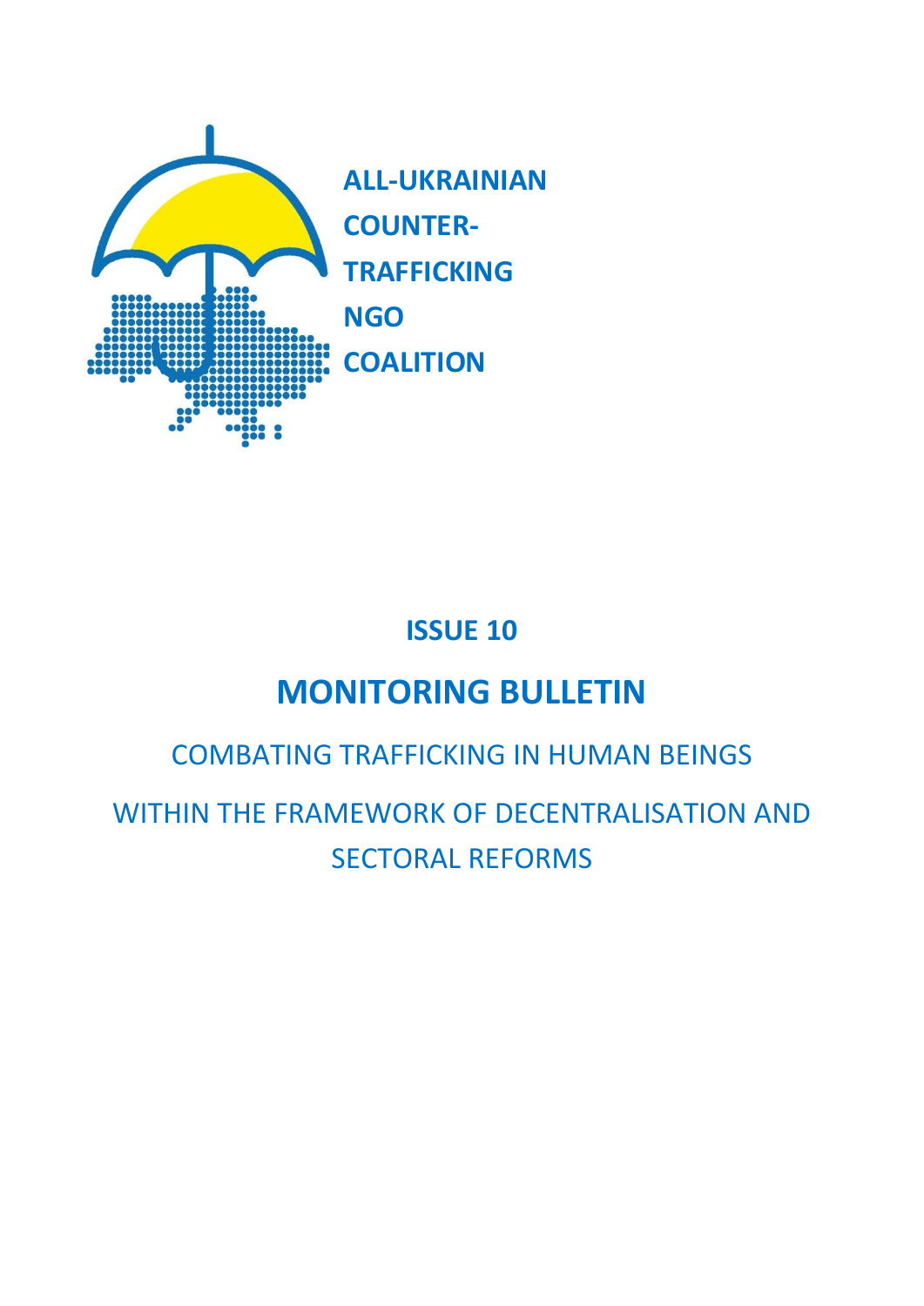**ALL-UKRAINIAN COUNTER-TRAFFICKING NGO COALITION**

**ISSUE 10**

# MONITORING BULLETIN

## COMBATING TRAFFICKING IN HUMAN BEINGS

## WITHIN THE FRAMEWORK OF DECENTRALISATION AND SECTORAL REFORMS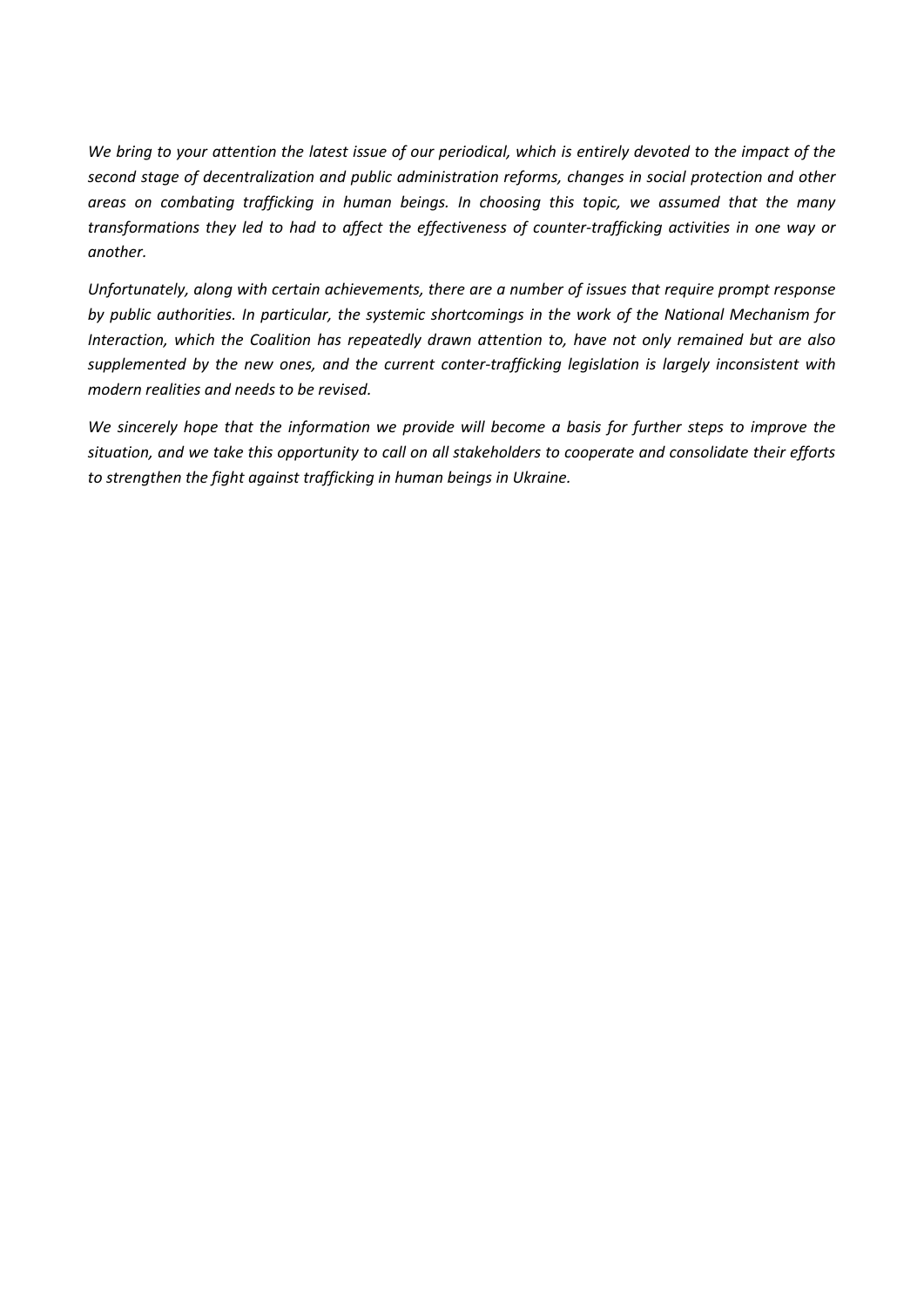*We bring to your attention the latest issue of our periodical, which is entirely devoted to the impact of the second stage of decentralization and public administration reforms, changes in social protection and other areas on combating trafficking in human beings. In choosing this topic, we assumed that the many transformations they led to had to affect the effectiveness of counter-trafficking activities in one way or another.*

*Unfortunately, along with certain achievements, there are a number of issues that require prompt response by public authorities. In particular, the systemic shortcomings in the work of the National Mechanism for Interaction, which the Coalition has repeatedly drawn attention to, have not only remained but are also supplemented by the new ones, and the current conter-trafficking legislation is largely inconsistent with modern realities and needs to be revised.*

*We sincerely hope that the information we provide will become a basis for further steps to improve the situation, and we take this opportunity to call on all stakeholders to cooperate and consolidate their efforts to strengthen the fight against trafficking in human beings in Ukraine.*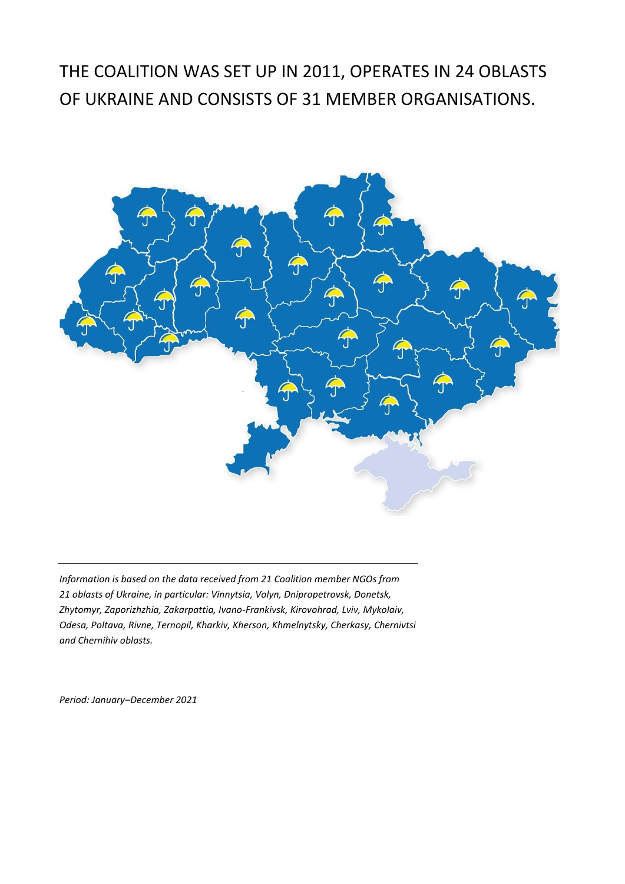# THE COALITION WAS SET UP IN 2011, OPERATES IN 24 OBLASTS OF UKRAINE AND CONSISTS OF 31 MEMBER ORGANISATIONS.

---

*Information is based on the data received from 21 Coalition member NGOs from 21 oblasts of Ukraine, in particular: Vinnytsia, Volyn, Dnipropetrovsk, Donetsk, Zhytomyr, Zaporizhzhia, Zakarpattia, Ivano-Frankivsk, Kirovohrad, Lviv, Mykolaiv, Odesa, Poltava, Rivne, Ternopil, Kharkiv, Kherson, Khmelnytsky, Cherkasy, Chernivtsi and Chernihiv oblasts.*

*Period: January–December 2021*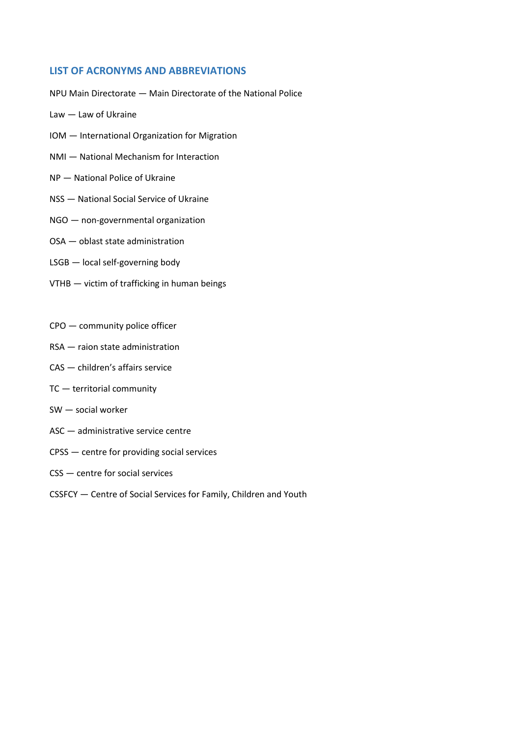## LIST OF ACRONYMS AND ABBREVIATIONS

NPU Main Directorate — Main Directorate of the National Police

Law — Law of Ukraine

IOM — International Organization for Migration

NMI — National Mechanism for Interaction

NP — National Police of Ukraine

NSS — National Social Service of Ukraine

NGO — non-governmental organization

OSA — oblast state administration

LSGB — local self-governing body

VTHB — victim of trafficking in human beings

CPO — community police officer

RSA — raion state administration

CAS — children's affairs service

TC — territorial community

SW — social worker

ASC — administrative service centre

CPSS — centre for providing social services

CSS — centre for social services

CSSFCY — Centre of Social Services for Family, Children and Youth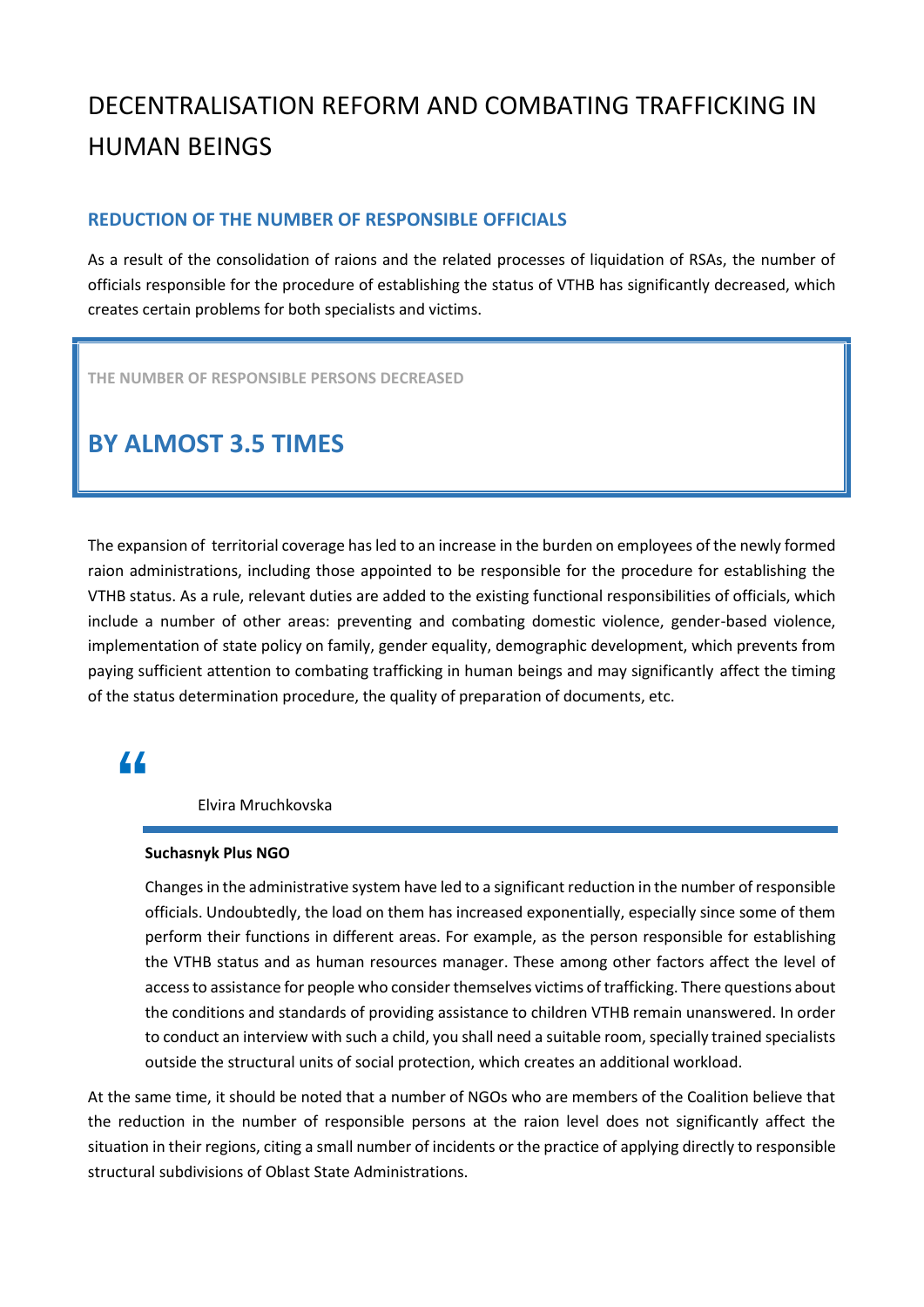# DECENTRALISATION REFORM AND COMBATING TRAFFICKING IN HUMAN BEINGS

## REDUCTION OF THE NUMBER OF RESPONSIBLE OFFICIALS

As a result of the consolidation of raions and the related processes of liquidation of RSAs, the number of officials responsible for the procedure of establishing the status of VTHB has significantly decreased, which creates certain problems for both specialists and victims.

**THE NUMBER OF RESPONSIBLE PERSONS DECREASED**

## BY ALMOST 3.5 TIMES

The expansion of territorial coverage has led to an increase in the burden on employees of the newly formed raion administrations, including those appointed to be responsible for the procedure for establishing the VTHB status. As a rule, relevant duties are added to the existing functional responsibilities of officials, which include a number of other areas: preventing and combating domestic violence, gender-based violence, implementation of state policy on family, gender equality, demographic development, which prevents from paying sufficient attention to combating trafficking in human beings and may significantly affect the timing of the status determination procedure, the quality of preparation of documents, etc.

> Elvira Mruchkovska
>
> **Suchasnyk Plus NGO**
>
> Changes in the administrative system have led to a significant reduction in the number of responsible officials. Undoubtedly, the load on them has increased exponentially, especially since some of them perform their functions in different areas. For example, as the person responsible for establishing the VTHB status and as human resources manager. These among other factors affect the level of access to assistance for people who consider themselves victims of trafficking. There questions about the conditions and standards of providing assistance to children VTHB remain unanswered. In order to conduct an interview with such a child, you shall need a suitable room, specially trained specialists outside the structural units of social protection, which creates an additional workload.

At the same time, it should be noted that a number of NGOs who are members of the Coalition believe that the reduction in the number of responsible persons at the raion level does not significantly affect the situation in their regions, citing a small number of incidents or the practice of applying directly to responsible structural subdivisions of Oblast State Administrations.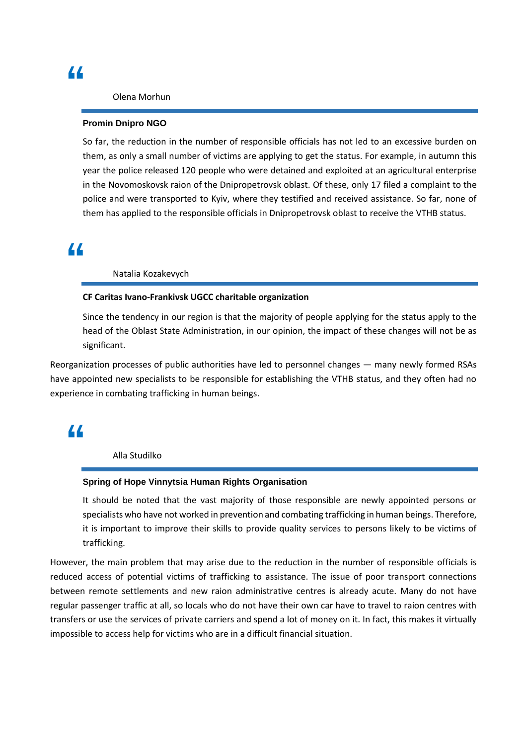> Olena Morhun
>
> **Promin Dnipro NGO**
>
> So far, the reduction in the number of responsible officials has not led to an excessive burden on them, as only a small number of victims are applying to get the status. For example, in autumn this year the police released 120 people who were detained and exploited at an agricultural enterprise in the Novomoskovsk raion of the Dnipropetrovsk oblast. Of these, only 17 filed a complaint to the police and were transported to Kyiv, where they testified and received assistance. So far, none of them has applied to the responsible officials in Dnipropetrovsk oblast to receive the VTHB status.

> Natalia Kozakevych
>
> **CF Caritas Ivano-Frankivsk UGCC charitable organization**
>
> Since the tendency in our region is that the majority of people applying for the status apply to the head of the Oblast State Administration, in our opinion, the impact of these changes will not be as significant.

Reorganization processes of public authorities have led to personnel changes — many newly formed RSAs have appointed new specialists to be responsible for establishing the VTHB status, and they often had no experience in combating trafficking in human beings.

> Alla Studilko
>
> **Spring of Hope Vinnytsia Human Rights Organisation**
>
> It should be noted that the vast majority of those responsible are newly appointed persons or specialists who have not worked in prevention and combating trafficking in human beings. Therefore, it is important to improve their skills to provide quality services to persons likely to be victims of trafficking.

However, the main problem that may arise due to the reduction in the number of responsible officials is reduced access of potential victims of trafficking to assistance. The issue of poor transport connections between remote settlements and new raion administrative centres is already acute. Many do not have regular passenger traffic at all, so locals who do not have their own car have to travel to raion centres with transfers or use the services of private carriers and spend a lot of money on it. In fact, this makes it virtually impossible to access help for victims who are in a difficult financial situation.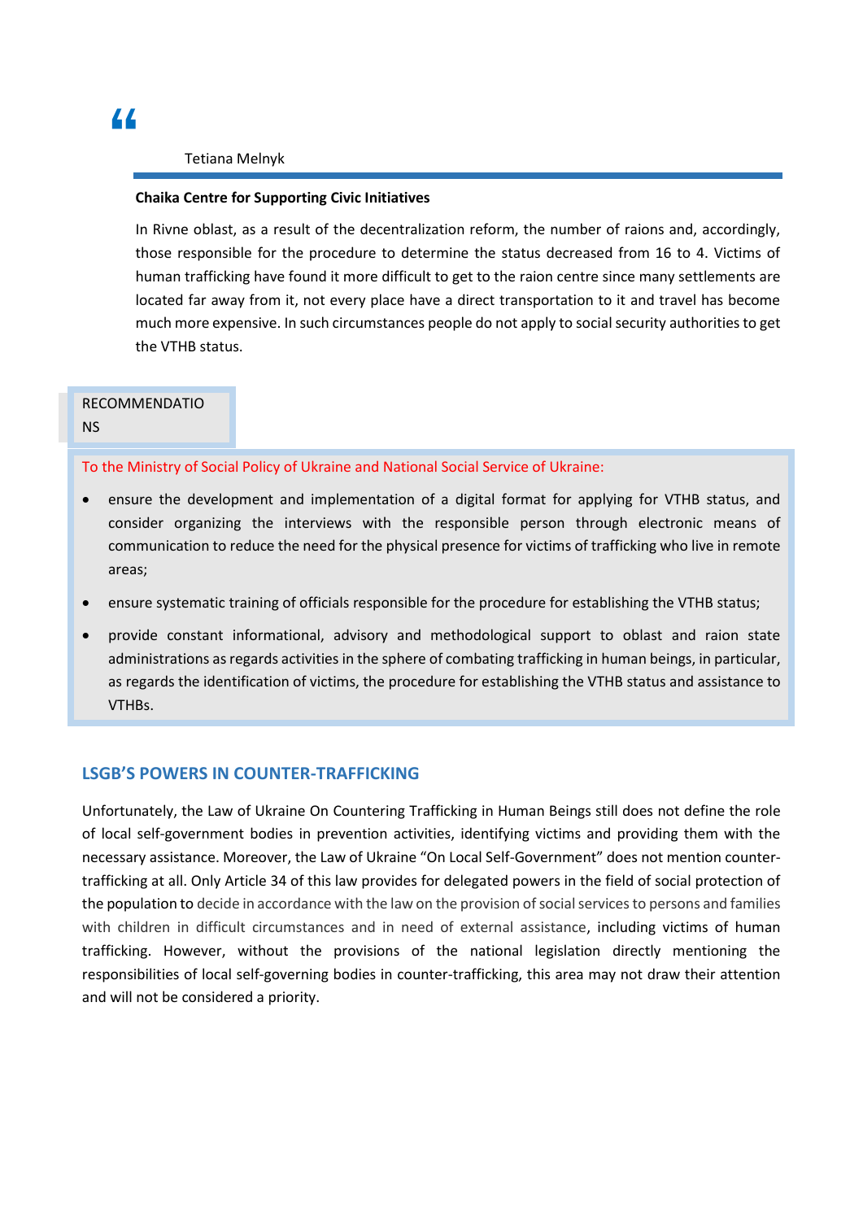"

Tetiana Melnyk

**Chaika Centre for Supporting Civic Initiatives**

In Rivne oblast, as a result of the decentralization reform, the number of raions and, accordingly, those responsible for the procedure to determine the status decreased from 16 to 4. Victims of human trafficking have found it more difficult to get to the raion centre since many settlements are located far away from it, not every place have a direct transportation to it and travel has become much more expensive. In such circumstances people do not apply to social security authorities to get the VTHB status.

RECOMMENDATIONS

To the Ministry of Social Policy of Ukraine and National Social Service of Ukraine:

- ensure the development and implementation of a digital format for applying for VTHB status, and consider organizing the interviews with the responsible person through electronic means of communication to reduce the need for the physical presence for victims of trafficking who live in remote areas;
- ensure systematic training of officials responsible for the procedure for establishing the VTHB status;
- provide constant informational, advisory and methodological support to oblast and raion state administrations as regards activities in the sphere of combating trafficking in human beings, in particular, as regards the identification of victims, the procedure for establishing the VTHB status and assistance to VTHBs.

## LSGB'S POWERS IN COUNTER-TRAFFICKING

Unfortunately, the Law of Ukraine On Countering Trafficking in Human Beings still does not define the role of local self-government bodies in prevention activities, identifying victims and providing them with the necessary assistance. Moreover, the Law of Ukraine "On Local Self-Government" does not mention counter-trafficking at all. Only Article 34 of this law provides for delegated powers in the field of social protection of the population to decide in accordance with the law on the provision of social services to persons and families with children in difficult circumstances and in need of external assistance, including victims of human trafficking. However, without the provisions of the national legislation directly mentioning the responsibilities of local self-governing bodies in counter-trafficking, this area may not draw their attention and will not be considered a priority.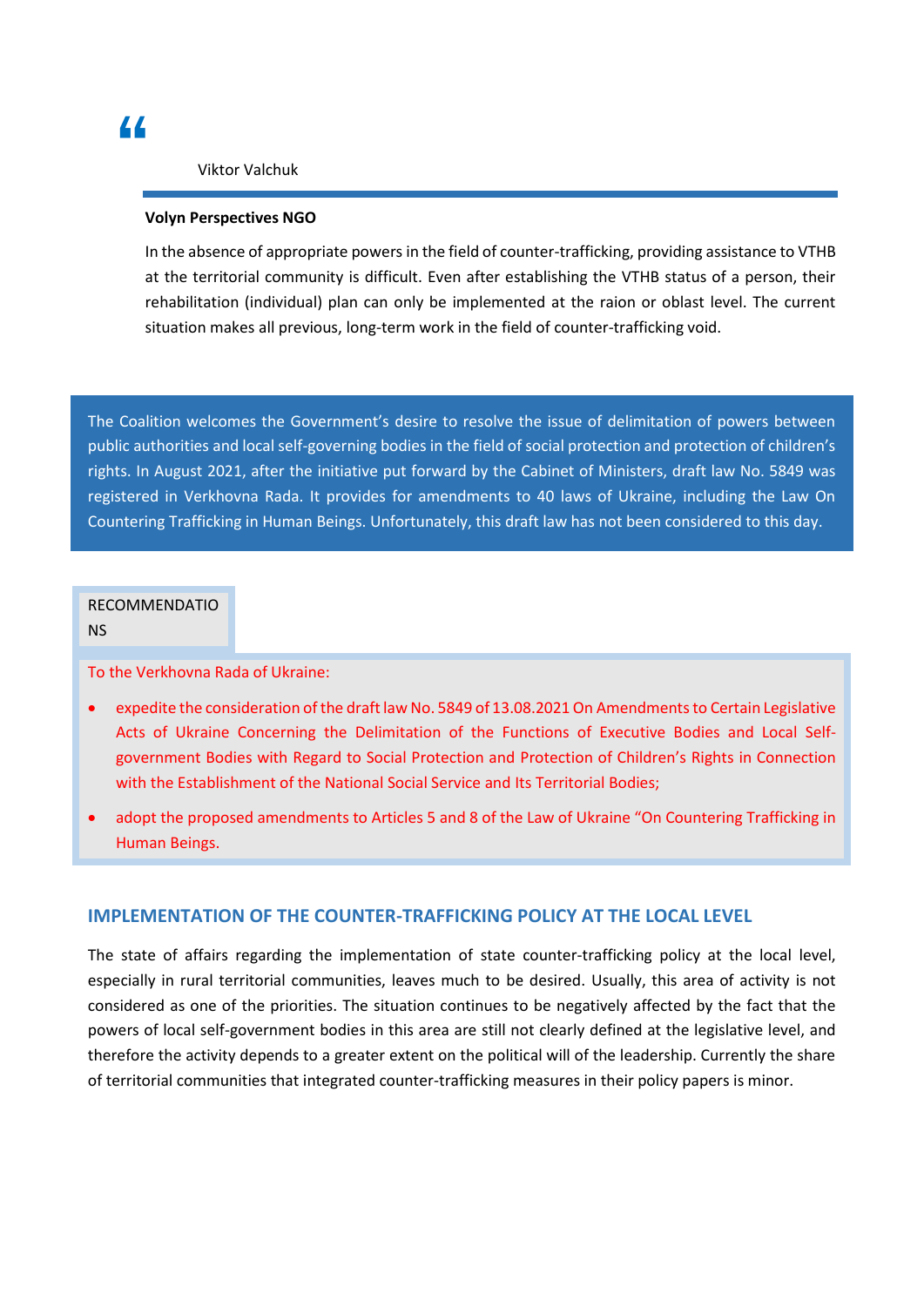"

Viktor Valchuk

**Volyn Perspectives NGO**

In the absence of appropriate powers in the field of counter-trafficking, providing assistance to VTHB at the territorial community is difficult. Even after establishing the VTHB status of a person, their rehabilitation (individual) plan can only be implemented at the raion or oblast level. The current situation makes all previous, long-term work in the field of counter-trafficking void.

The Coalition welcomes the Government's desire to resolve the issue of delimitation of powers between public authorities and local self-governing bodies in the field of social protection and protection of children's rights. In August 2021, after the initiative put forward by the Cabinet of Ministers, draft law No. 5849 was registered in Verkhovna Rada. It provides for amendments to 40 laws of Ukraine, including the Law On Countering Trafficking in Human Beings. Unfortunately, this draft law has not been considered to this day.

RECOMMENDATIONS

To the Verkhovna Rada of Ukraine:

- expedite the consideration of the draft law No. 5849 of 13.08.2021 On Amendments to Certain Legislative Acts of Ukraine Concerning the Delimitation of the Functions of Executive Bodies and Local Self-government Bodies with Regard to Social Protection and Protection of Children's Rights in Connection with the Establishment of the National Social Service and Its Territorial Bodies;
- adopt the proposed amendments to Articles 5 and 8 of the Law of Ukraine "On Countering Trafficking in Human Beings.

## IMPLEMENTATION OF THE COUNTER-TRAFFICKING POLICY AT THE LOCAL LEVEL

The state of affairs regarding the implementation of state counter-trafficking policy at the local level, especially in rural territorial communities, leaves much to be desired. Usually, this area of activity is not considered as one of the priorities. The situation continues to be negatively affected by the fact that the powers of local self-government bodies in this area are still not clearly defined at the legislative level, and therefore the activity depends to a greater extent on the political will of the leadership. Currently the share of territorial communities that integrated counter-trafficking measures in their policy papers is minor.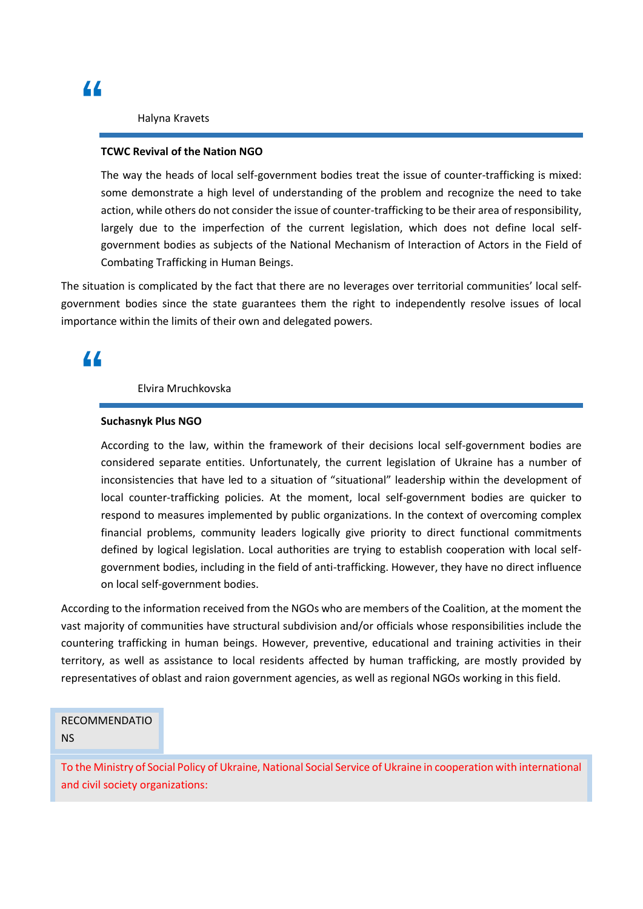“

Halyna Kravets

**TCWC Revival of the Nation NGO**

The way the heads of local self-government bodies treat the issue of counter-trafficking is mixed: some demonstrate a high level of understanding of the problem and recognize the need to take action, while others do not consider the issue of counter-trafficking to be their area of responsibility, largely due to the imperfection of the current legislation, which does not define local self-government bodies as subjects of the National Mechanism of Interaction of Actors in the Field of Combating Trafficking in Human Beings.

The situation is complicated by the fact that there are no leverages over territorial communities' local self-government bodies since the state guarantees them the right to independently resolve issues of local importance within the limits of their own and delegated powers.

“

Elvira Mruchkovska

**Suchasnyk Plus NGO**

According to the law, within the framework of their decisions local self-government bodies are considered separate entities. Unfortunately, the current legislation of Ukraine has a number of inconsistencies that have led to a situation of "situational" leadership within the development of local counter-trafficking policies. At the moment, local self-government bodies are quicker to respond to measures implemented by public organizations. In the context of overcoming complex financial problems, community leaders logically give priority to direct functional commitments defined by logical legislation. Local authorities are trying to establish cooperation with local self-government bodies, including in the field of anti-trafficking. However, they have no direct influence on local self-government bodies.

According to the information received from the NGOs who are members of the Coalition, at the moment the vast majority of communities have structural subdivision and/or officials whose responsibilities include the countering trafficking in human beings. However, preventive, educational and training activities in their territory, as well as assistance to local residents affected by human trafficking, are mostly provided by representatives of oblast and raion government agencies, as well as regional NGOs working in this field.

RECOMMENDATIONS

To the Ministry of Social Policy of Ukraine, National Social Service of Ukraine in cooperation with international and civil society organizations: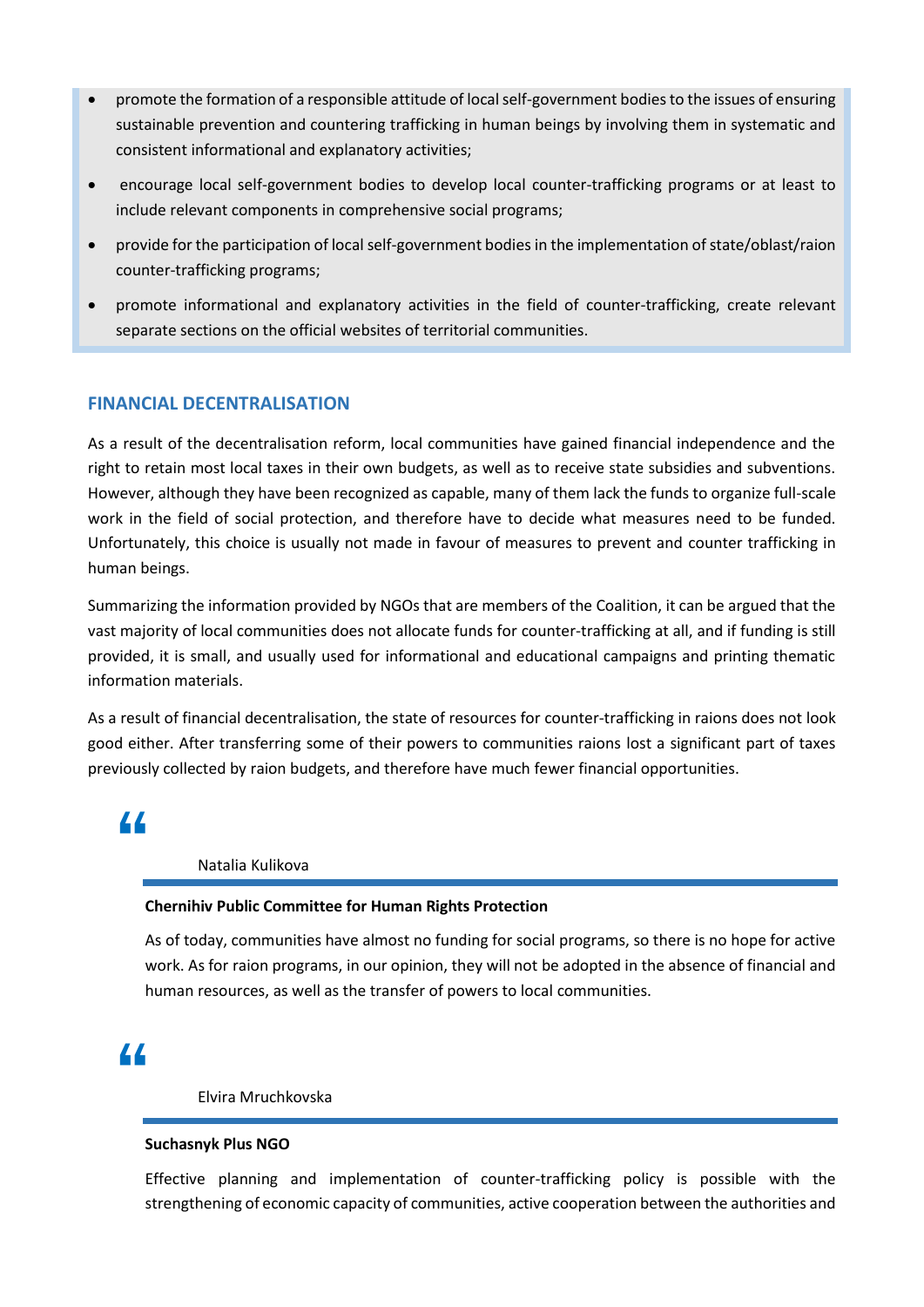- promote the formation of a responsible attitude of local self-government bodies to the issues of ensuring sustainable prevention and countering trafficking in human beings by involving them in systematic and consistent informational and explanatory activities;
- encourage local self-government bodies to develop local counter-trafficking programs or at least to include relevant components in comprehensive social programs;
- provide for the participation of local self-government bodies in the implementation of state/oblast/raion counter-trafficking programs;
- promote informational and explanatory activities in the field of counter-trafficking, create relevant separate sections on the official websites of territorial communities.

## FINANCIAL DECENTRALISATION

As a result of the decentralisation reform, local communities have gained financial independence and the right to retain most local taxes in their own budgets, as well as to receive state subsidies and subventions. However, although they have been recognized as capable, many of them lack the funds to organize full-scale work in the field of social protection, and therefore have to decide what measures need to be funded. Unfortunately, this choice is usually not made in favour of measures to prevent and counter trafficking in human beings.

Summarizing the information provided by NGOs that are members of the Coalition, it can be argued that the vast majority of local communities does not allocate funds for counter-trafficking at all, and if funding is still provided, it is small, and usually used for informational and educational campaigns and printing thematic information materials.

As a result of financial decentralisation, the state of resources for counter-trafficking in raions does not look good either. After transferring some of their powers to communities raions lost a significant part of taxes previously collected by raion budgets, and therefore have much fewer financial opportunities.

> Natalia Kulikova
>
> **Chernihiv Public Committee for Human Rights Protection**
>
> As of today, communities have almost no funding for social programs, so there is no hope for active work. As for raion programs, in our opinion, they will not be adopted in the absence of financial and human resources, as well as the transfer of powers to local communities.

> Elvira Mruchkovska
>
> **Suchasnyk Plus NGO**
>
> Effective planning and implementation of counter-trafficking policy is possible with the strengthening of economic capacity of communities, active cooperation between the authorities and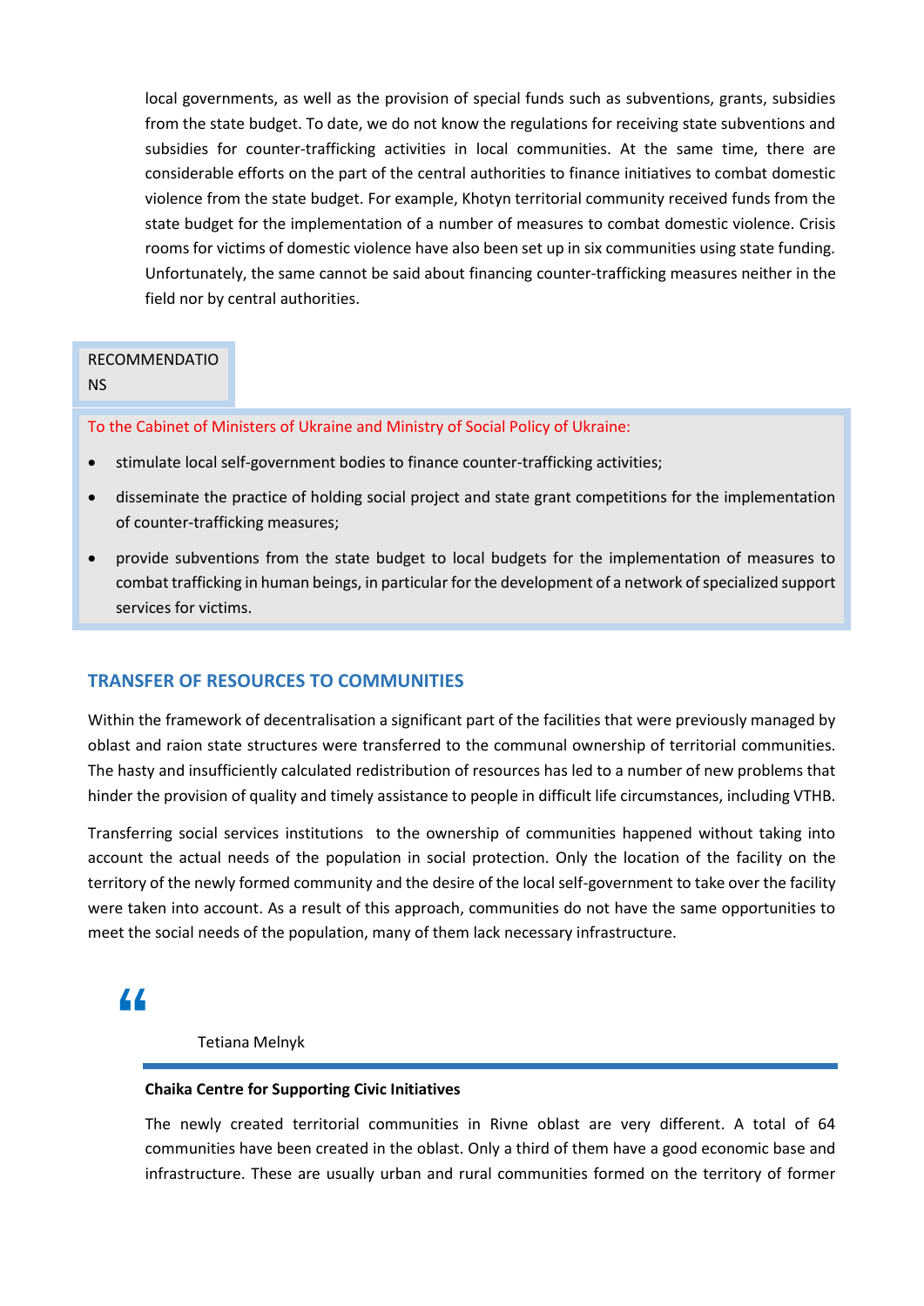local governments, as well as the provision of special funds such as subventions, grants, subsidies from the state budget. To date, we do not know the regulations for receiving state subventions and subsidies for counter-trafficking activities in local communities. At the same time, there are considerable efforts on the part of the central authorities to finance initiatives to combat domestic violence from the state budget. For example, Khotyn territorial community received funds from the state budget for the implementation of a number of measures to combat domestic violence. Crisis rooms for victims of domestic violence have also been set up in six communities using state funding. Unfortunately, the same cannot be said about financing counter-trafficking measures neither in the field nor by central authorities.

RECOMMENDATIONS

To the Cabinet of Ministers of Ukraine and Ministry of Social Policy of Ukraine:

- stimulate local self-government bodies to finance counter-trafficking activities;
- disseminate the practice of holding social project and state grant competitions for the implementation of counter-trafficking measures;
- provide subventions from the state budget to local budgets for the implementation of measures to combat trafficking in human beings, in particular for the development of a network of specialized support services for victims.

## TRANSFER OF RESOURCES TO COMMUNITIES

Within the framework of decentralisation a significant part of the facilities that were previously managed by oblast and raion state structures were transferred to the communal ownership of territorial communities. The hasty and insufficiently calculated redistribution of resources has led to a number of new problems that hinder the provision of quality and timely assistance to people in difficult life circumstances, including VTHB.

Transferring social services institutions to the ownership of communities happened without taking into account the actual needs of the population in social protection. Only the location of the facility on the territory of the newly formed community and the desire of the local self-government to take over the facility were taken into account. As a result of this approach, communities do not have the same opportunities to meet the social needs of the population, many of them lack necessary infrastructure.

> Tetiana Melnyk
>
> **Chaika Centre for Supporting Civic Initiatives**
>
> The newly created territorial communities in Rivne oblast are very different. A total of 64 communities have been created in the oblast. Only a third of them have a good economic base and infrastructure. These are usually urban and rural communities formed on the territory of former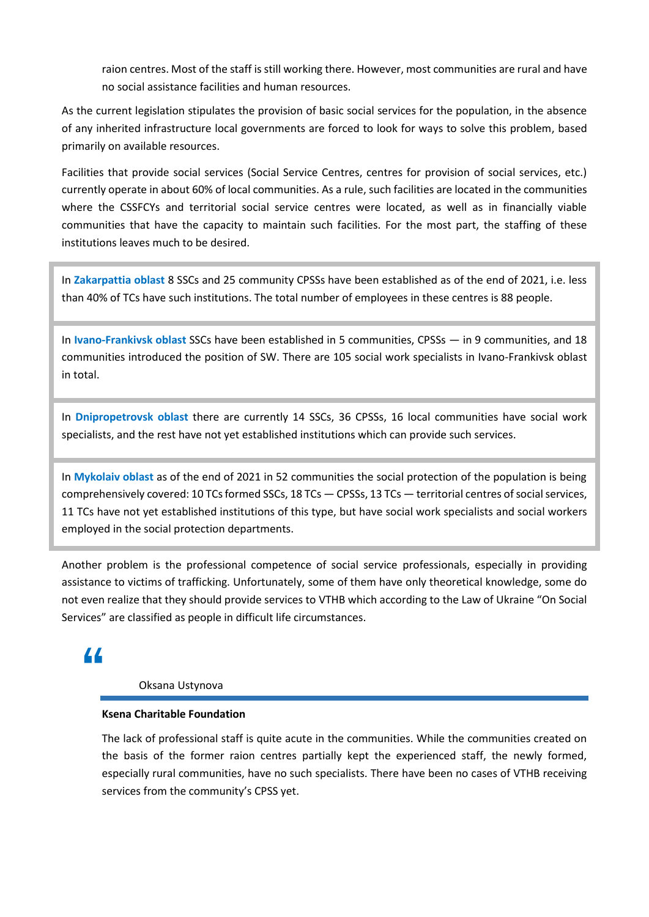raion centres. Most of the staff is still working there. However, most communities are rural and have no social assistance facilities and human resources.

As the current legislation stipulates the provision of basic social services for the population, in the absence of any inherited infrastructure local governments are forced to look for ways to solve this problem, based primarily on available resources.

Facilities that provide social services (Social Service Centres, centres for provision of social services, etc.) currently operate in about 60% of local communities. As a rule, such facilities are located in the communities where the CSSFCYs and territorial social service centres were located, as well as in financially viable communities that have the capacity to maintain such facilities. For the most part, the staffing of these institutions leaves much to be desired.

> In **Zakarpattia oblast** 8 SSCs and 25 community CPSSs have been established as of the end of 2021, i.e. less than 40% of TCs have such institutions. The total number of employees in these centres is 88 people.

> In **Ivano-Frankivsk oblast** SSCs have been established in 5 communities, CPSSs — in 9 communities, and 18 communities introduced the position of SW. There are 105 social work specialists in Ivano-Frankivsk oblast in total.

> In **Dnipropetrovsk oblast** there are currently 14 SSCs, 36 CPSSs, 16 local communities have social work specialists, and the rest have not yet established institutions which can provide such services.

> In **Mykolaiv oblast** as of the end of 2021 in 52 communities the social protection of the population is being comprehensively covered: 10 TCs formed SSCs, 18 TCs — CPSSs, 13 TCs — territorial centres of social services, 11 TCs have not yet established institutions of this type, but have social work specialists and social workers employed in the social protection departments.

Another problem is the professional competence of social service professionals, especially in providing assistance to victims of trafficking. Unfortunately, some of them have only theoretical knowledge, some do not even realize that they should provide services to VTHB which according to the Law of Ukraine "On Social Services" are classified as people in difficult life circumstances.

> Oksana Ustynova
>
> **Ksena Charitable Foundation**
>
> The lack of professional staff is quite acute in the communities. While the communities created on the basis of the former raion centres partially kept the experienced staff, the newly formed, especially rural communities, have no such specialists. There have been no cases of VTHB receiving services from the community's CPSS yet.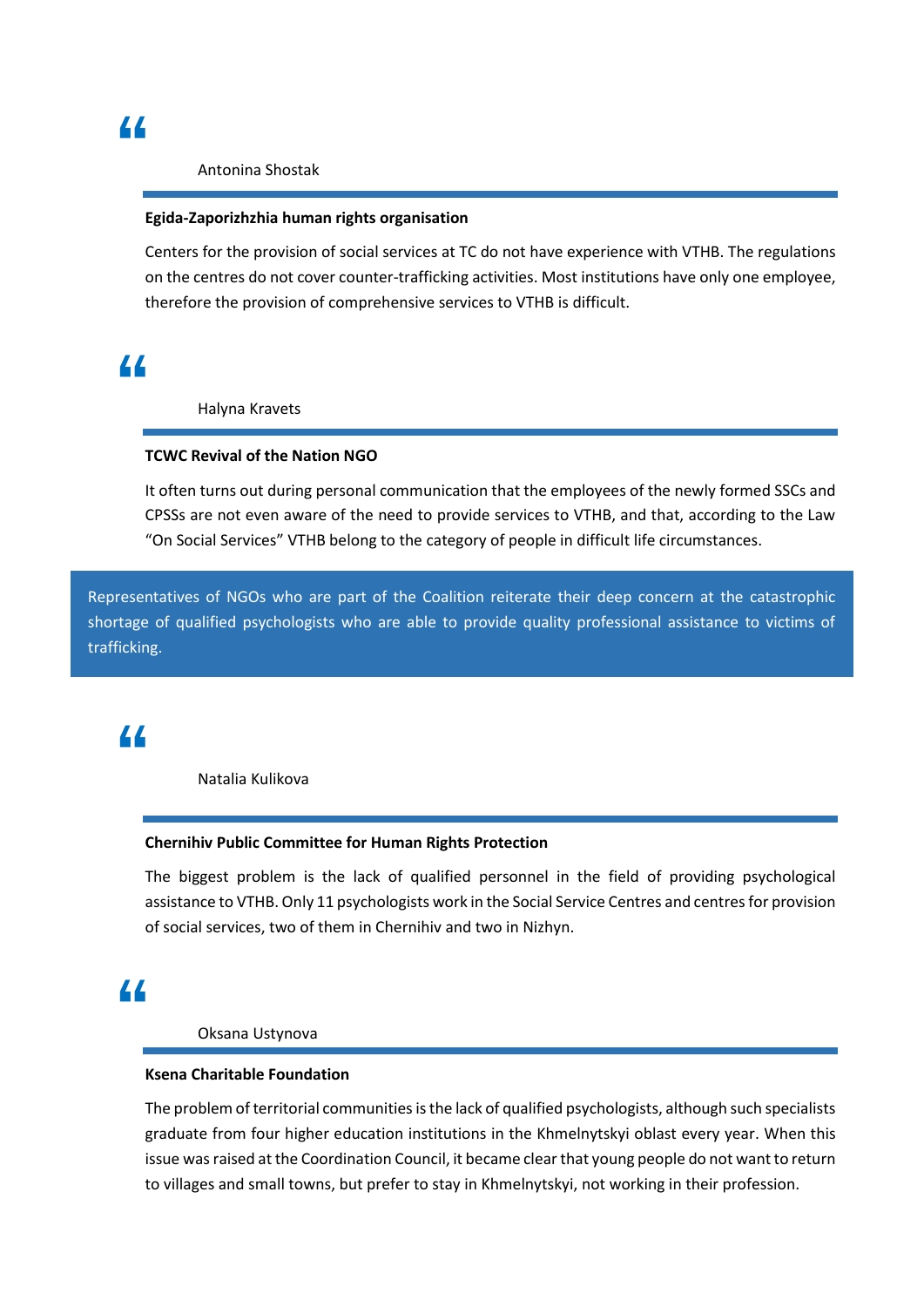> Antonina Shostak
>
> **Egida-Zaporizhzhia human rights organisation**
>
> Centers for the provision of social services at TC do not have experience with VTHB. The regulations on the centres do not cover counter-trafficking activities. Most institutions have only one employee, therefore the provision of comprehensive services to VTHB is difficult.

> Halyna Kravets
>
> **TCWC Revival of the Nation NGO**
>
> It often turns out during personal communication that the employees of the newly formed SSCs and CPSSs are not even aware of the need to provide services to VTHB, and that, according to the Law "On Social Services" VTHB belong to the category of people in difficult life circumstances.

Representatives of NGOs who are part of the Coalition reiterate their deep concern at the catastrophic shortage of qualified psychologists who are able to provide quality professional assistance to victims of trafficking.

> Natalia Kulikova
>
> **Chernihiv Public Committee for Human Rights Protection**
>
> The biggest problem is the lack of qualified personnel in the field of providing psychological assistance to VTHB. Only 11 psychologists work in the Social Service Centres and centres for provision of social services, two of them in Chernihiv and two in Nizhyn.

> Oksana Ustynova
>
> **Ksena Charitable Foundation**
>
> The problem of territorial communities is the lack of qualified psychologists, although such specialists graduate from four higher education institutions in the Khmelnytskyi oblast every year. When this issue was raised at the Coordination Council, it became clear that young people do not want to return to villages and small towns, but prefer to stay in Khmelnytskyi, not working in their profession.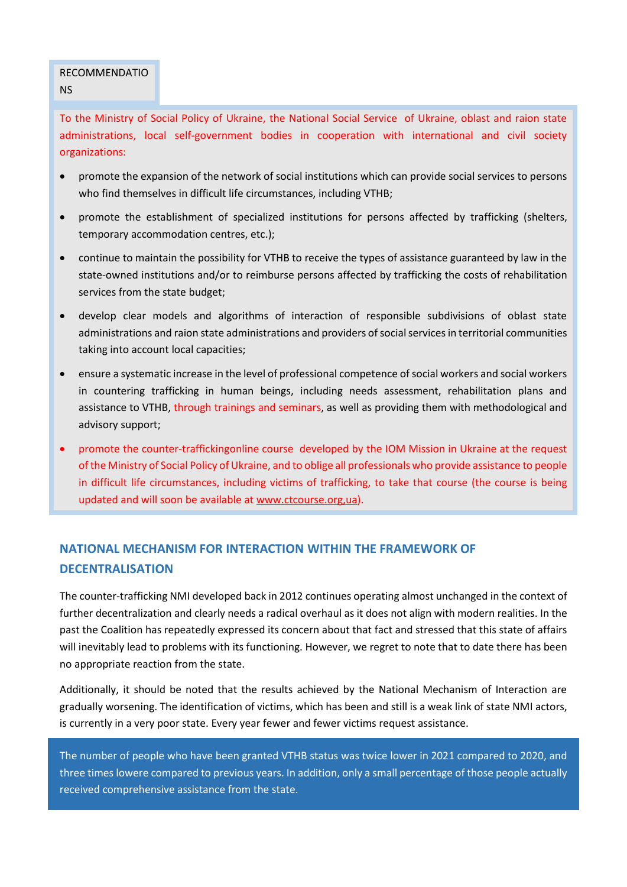RECOMMENDATIONS

To the Ministry of Social Policy of Ukraine, the National Social Service of Ukraine, oblast and raion state administrations, local self-government bodies in cooperation with international and civil society organizations:

- promote the expansion of the network of social institutions which can provide social services to persons who find themselves in difficult life circumstances, including VTHB;
- promote the establishment of specialized institutions for persons affected by trafficking (shelters, temporary accommodation centres, etc.);
- continue to maintain the possibility for VTHB to receive the types of assistance guaranteed by law in the state-owned institutions and/or to reimburse persons affected by trafficking the costs of rehabilitation services from the state budget;
- develop clear models and algorithms of interaction of responsible subdivisions of oblast state administrations and raion state administrations and providers of social services in territorial communities taking into account local capacities;
- ensure a systematic increase in the level of professional competence of social workers and social workers in countering trafficking in human beings, including needs assessment, rehabilitation plans and assistance to VTHB, through trainings and seminars, as well as providing them with methodological and advisory support;
- promote the counter-traffickingonline course developed by the IOM Mission in Ukraine at the request of the Ministry of Social Policy of Ukraine, and to oblige all professionals who provide assistance to people in difficult life circumstances, including victims of trafficking, to take that course (the course is being updated and will soon be available at www.ctcourse.org,ua).

## NATIONAL MECHANISM FOR INTERACTION WITHIN THE FRAMEWORK OF DECENTRALISATION

The counter-trafficking NMI developed back in 2012 continues operating almost unchanged in the context of further decentralization and clearly needs a radical overhaul as it does not align with modern realities. In the past the Coalition has repeatedly expressed its concern about that fact and stressed that this state of affairs will inevitably lead to problems with its functioning. However, we regret to note that to date there has been no appropriate reaction from the state.

Additionally, it should be noted that the results achieved by the National Mechanism of Interaction are gradually worsening. The identification of victims, which has been and still is a weak link of state NMI actors, is currently in a very poor state. Every year fewer and fewer victims request assistance.

The number of people who have been granted VTHB status was twice lower in 2021 compared to 2020, and three times lowere compared to previous years. In addition, only a small percentage of those people actually received comprehensive assistance from the state.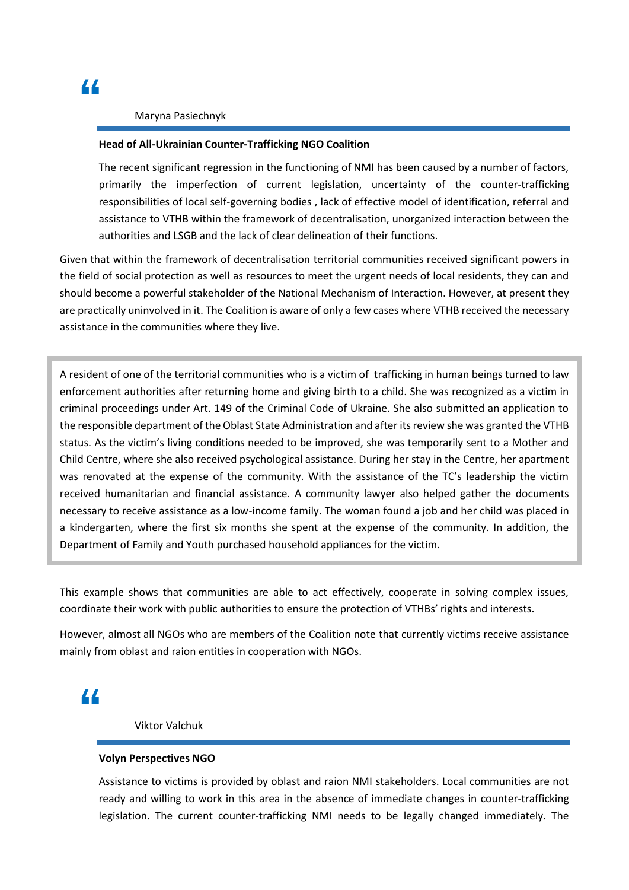“

Maryna Pasiechnyk

**Head of All-Ukrainian Counter-Trafficking NGO Coalition**

The recent significant regression in the functioning of NMI has been caused by a number of factors, primarily the imperfection of current legislation, uncertainty of the counter-trafficking responsibilities of local self-governing bodies , lack of effective model of identification, referral and assistance to VTHB within the framework of decentralisation, unorganized interaction between the authorities and LSGB and the lack of clear delineation of their functions.

Given that within the framework of decentralisation territorial communities received significant powers in the field of social protection as well as resources to meet the urgent needs of local residents, they can and should become a powerful stakeholder of the National Mechanism of Interaction. However, at present they are practically uninvolved in it. The Coalition is aware of only a few cases where VTHB received the necessary assistance in the communities where they live.

> A resident of one of the territorial communities who is a victim of trafficking in human beings turned to law enforcement authorities after returning home and giving birth to a child. She was recognized as a victim in criminal proceedings under Art. 149 of the Criminal Code of Ukraine. She also submitted an application to the responsible department of the Oblast State Administration and after its review she was granted the VTHB status. As the victim's living conditions needed to be improved, she was temporarily sent to a Mother and Child Centre, where she also received psychological assistance. During her stay in the Centre, her apartment was renovated at the expense of the community. With the assistance of the TC's leadership the victim received humanitarian and financial assistance. A community lawyer also helped gather the documents necessary to receive assistance as a low-income family. The woman found a job and her child was placed in a kindergarten, where the first six months she spent at the expense of the community. In addition, the Department of Family and Youth purchased household appliances for the victim.

This example shows that communities are able to act effectively, cooperate in solving complex issues, coordinate their work with public authorities to ensure the protection of VTHBs' rights and interests.

However, almost all NGOs who are members of the Coalition note that currently victims receive assistance mainly from oblast and raion entities in cooperation with NGOs.

“

Viktor Valchuk

**Volyn Perspectives NGO**

Assistance to victims is provided by oblast and raion NMI stakeholders. Local communities are not ready and willing to work in this area in the absence of immediate changes in counter-trafficking legislation. The current counter-trafficking NMI needs to be legally changed immediately. The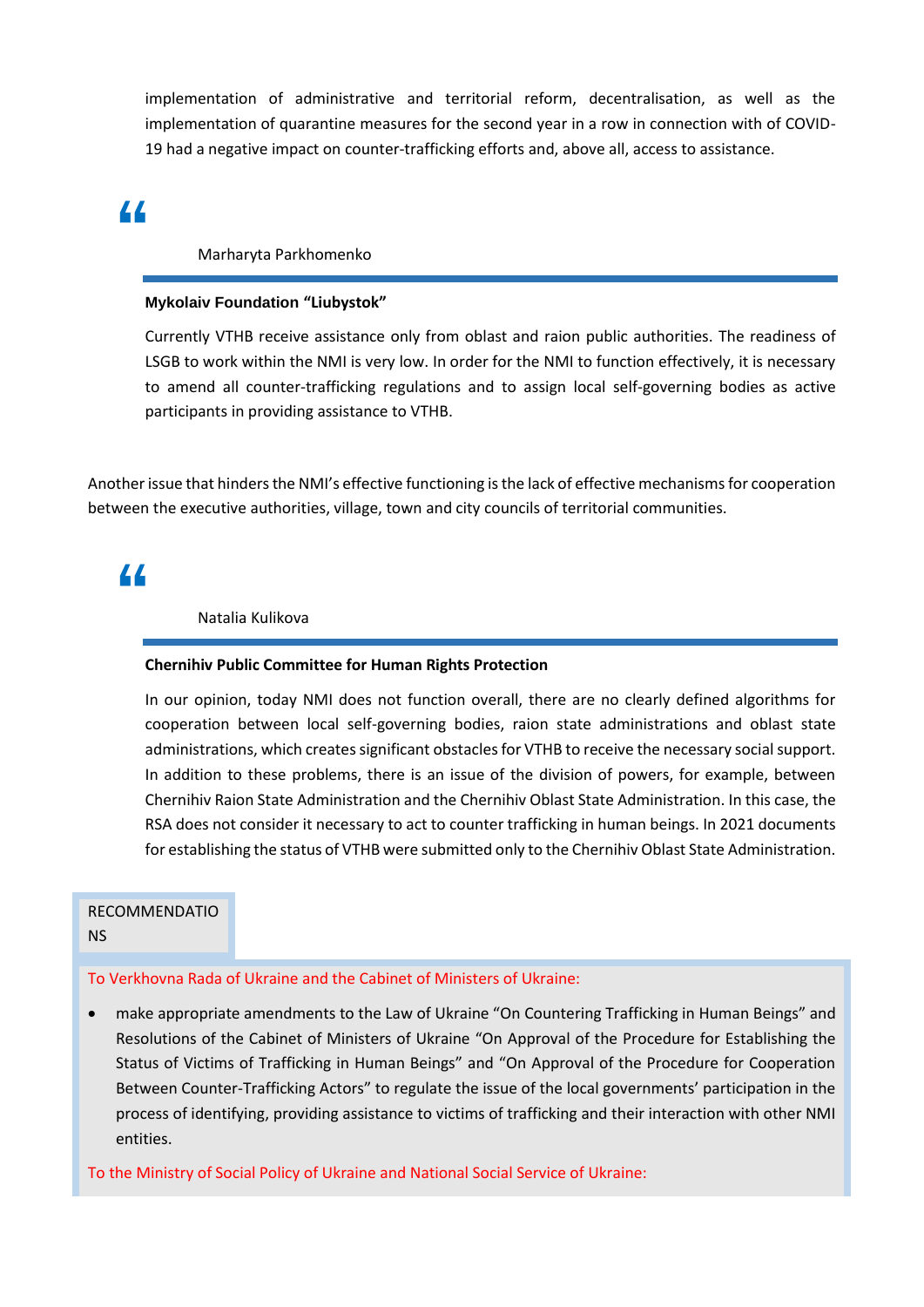implementation of administrative and territorial reform, decentralisation, as well as the implementation of quarantine measures for the second year in a row in connection with of COVID-19 had a negative impact on counter-trafficking efforts and, above all, access to assistance.

> Marharyta Parkhomenko
>
> **Mykolaiv Foundation "Liubystok"**
>
> Currently VTHB receive assistance only from oblast and raion public authorities. The readiness of LSGB to work within the NMI is very low. In order for the NMI to function effectively, it is necessary to amend all counter-trafficking regulations and to assign local self-governing bodies as active participants in providing assistance to VTHB.

Another issue that hinders the NMI's effective functioning is the lack of effective mechanisms for cooperation between the executive authorities, village, town and city councils of territorial communities.

> Natalia Kulikova
>
> **Chernihiv Public Committee for Human Rights Protection**
>
> In our opinion, today NMI does not function overall, there are no clearly defined algorithms for cooperation between local self-governing bodies, raion state administrations and oblast state administrations, which creates significant obstacles for VTHB to receive the necessary social support. In addition to these problems, there is an issue of the division of powers, for example, between Chernihiv Raion State Administration and the Chernihiv Oblast State Administration. In this case, the RSA does not consider it necessary to act to counter trafficking in human beings. In 2021 documents for establishing the status of VTHB were submitted only to the Chernihiv Oblast State Administration.

RECOMMENDATIONS

To Verkhovna Rada of Ukraine and the Cabinet of Ministers of Ukraine:

- make appropriate amendments to the Law of Ukraine "On Countering Trafficking in Human Beings" and Resolutions of the Cabinet of Ministers of Ukraine "On Approval of the Procedure for Establishing the Status of Victims of Trafficking in Human Beings" and "On Approval of the Procedure for Cooperation Between Counter-Trafficking Actors" to regulate the issue of the local governments' participation in the process of identifying, providing assistance to victims of trafficking and their interaction with other NMI entities.

To the Ministry of Social Policy of Ukraine and National Social Service of Ukraine: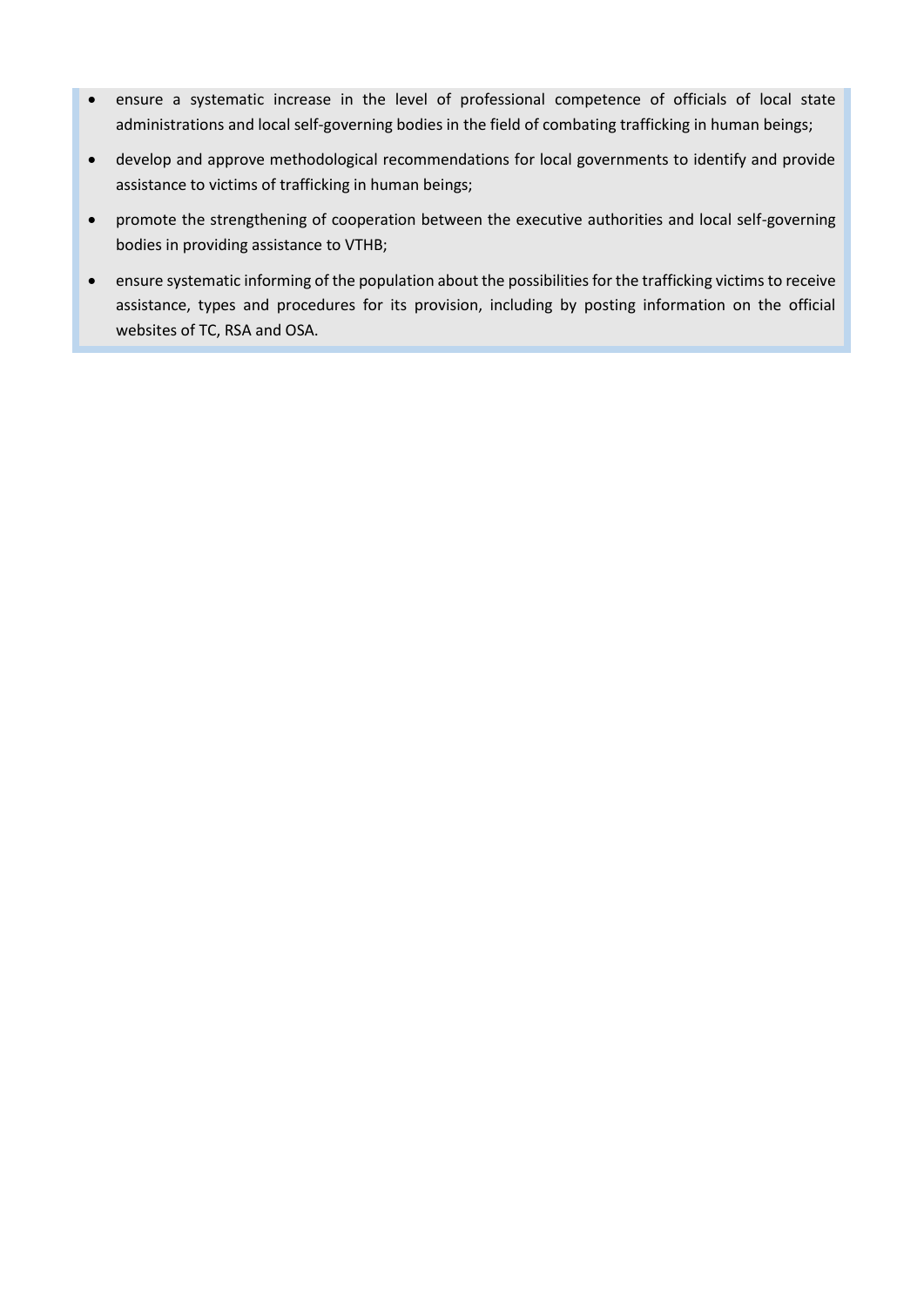- ensure a systematic increase in the level of professional competence of officials of local state administrations and local self-governing bodies in the field of combating trafficking in human beings;
- develop and approve methodological recommendations for local governments to identify and provide assistance to victims of trafficking in human beings;
- promote the strengthening of cooperation between the executive authorities and local self-governing bodies in providing assistance to VTHB;
- ensure systematic informing of the population about the possibilities for the trafficking victims to receive assistance, types and procedures for its provision, including by posting information on the official websites of TC, RSA and OSA.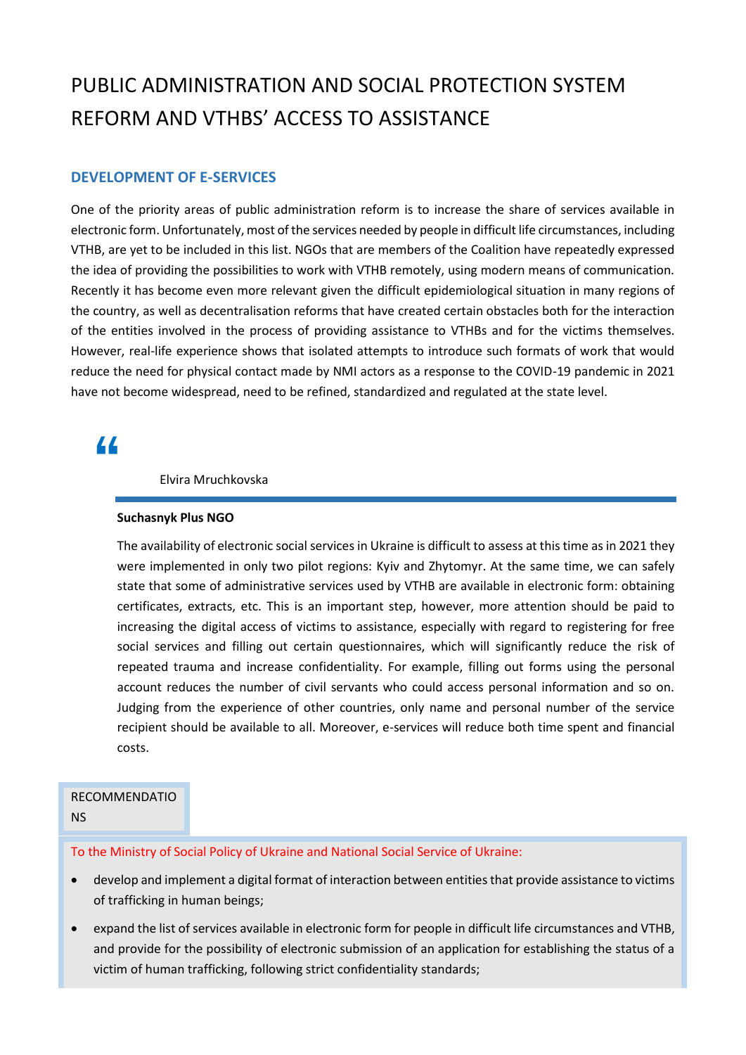# PUBLIC ADMINISTRATION AND SOCIAL PROTECTION SYSTEM REFORM AND VTHBS' ACCESS TO ASSISTANCE

## DEVELOPMENT OF E-SERVICES

One of the priority areas of public administration reform is to increase the share of services available in electronic form. Unfortunately, most of the services needed by people in difficult life circumstances, including VTHB, are yet to be included in this list. NGOs that are members of the Coalition have repeatedly expressed the idea of providing the possibilities to work with VTHB remotely, using modern means of communication. Recently it has become even more relevant given the difficult epidemiological situation in many regions of the country, as well as decentralisation reforms that have created certain obstacles both for the interaction of the entities involved in the process of providing assistance to VTHBs and for the victims themselves. However, real-life experience shows that isolated attempts to introduce such formats of work that would reduce the need for physical contact made by NMI actors as a response to the COVID-19 pandemic in 2021 have not become widespread, need to be refined, standardized and regulated at the state level.

> Elvira Mruchkovska
>
> **Suchasnyk Plus NGO**
>
> The availability of electronic social services in Ukraine is difficult to assess at this time as in 2021 they were implemented in only two pilot regions: Kyiv and Zhytomyr. At the same time, we can safely state that some of administrative services used by VTHB are available in electronic form: obtaining certificates, extracts, etc. This is an important step, however, more attention should be paid to increasing the digital access of victims to assistance, especially with regard to registering for free social services and filling out certain questionnaires, which will significantly reduce the risk of repeated trauma and increase confidentiality. For example, filling out forms using the personal account reduces the number of civil servants who could access personal information and so on. Judging from the experience of other countries, only name and personal number of the service recipient should be available to all. Moreover, e-services will reduce both time spent and financial costs.

**RECOMMENDATIONS**

To the Ministry of Social Policy of Ukraine and National Social Service of Ukraine:

- develop and implement a digital format of interaction between entities that provide assistance to victims of trafficking in human beings;
- expand the list of services available in electronic form for people in difficult life circumstances and VTHB, and provide for the possibility of electronic submission of an application for establishing the status of a victim of human trafficking, following strict confidentiality standards;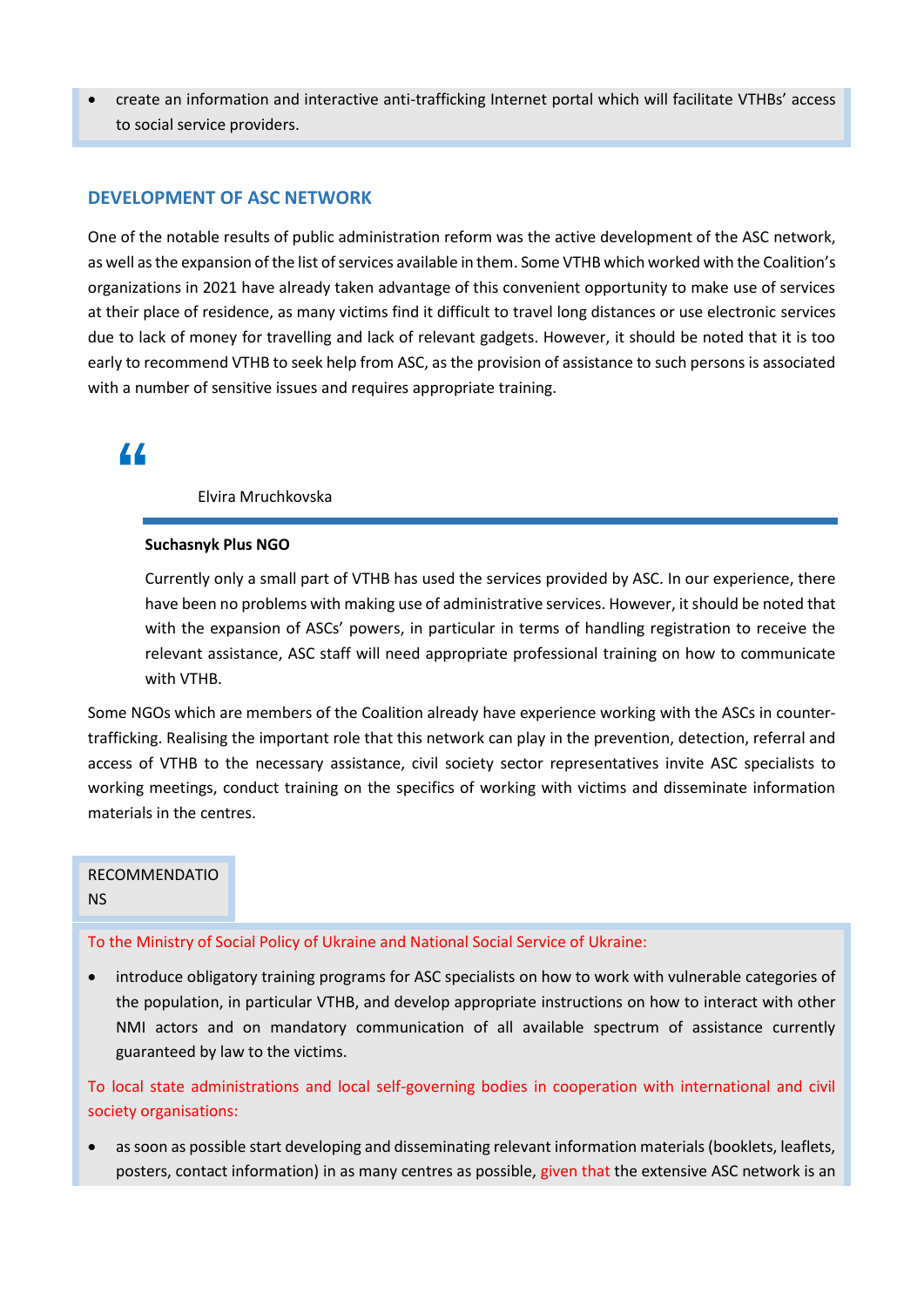- create an information and interactive anti-trafficking Internet portal which will facilitate VTHBs' access to social service providers.

## DEVELOPMENT OF ASC NETWORK

One of the notable results of public administration reform was the active development of the ASC network, as well as the expansion of the list of services available in them. Some VTHB which worked with the Coalition's organizations in 2021 have already taken advantage of this convenient opportunity to make use of services at their place of residence, as many victims find it difficult to travel long distances or use electronic services due to lack of money for travelling and lack of relevant gadgets. However, it should be noted that it is too early to recommend VTHB to seek help from ASC, as the provision of assistance to such persons is associated with a number of sensitive issues and requires appropriate training.

> "
>
> Elvira Mruchkovska
>
> **Suchasnyk Plus NGO**
>
> Currently only a small part of VTHB has used the services provided by ASC. In our experience, there have been no problems with making use of administrative services. However, it should be noted that with the expansion of ASCs' powers, in particular in terms of handling registration to receive the relevant assistance, ASC staff will need appropriate professional training on how to communicate with VTHB.

Some NGOs which are members of the Coalition already have experience working with the ASCs in counter-trafficking. Realising the important role that this network can play in the prevention, detection, referral and access of VTHB to the necessary assistance, civil society sector representatives invite ASC specialists to working meetings, conduct training on the specifics of working with victims and disseminate information materials in the centres.

RECOMMENDATIONS

To the Ministry of Social Policy of Ukraine and National Social Service of Ukraine:

- introduce obligatory training programs for ASC specialists on how to work with vulnerable categories of the population, in particular VTHB, and develop appropriate instructions on how to interact with other NMI actors and on mandatory communication of all available spectrum of assistance currently guaranteed by law to the victims.

To local state administrations and local self-governing bodies in cooperation with international and civil society organisations:

- as soon as possible start developing and disseminating relevant information materials (booklets, leaflets, posters, contact information) in as many centres as possible, given that the extensive ASC network is an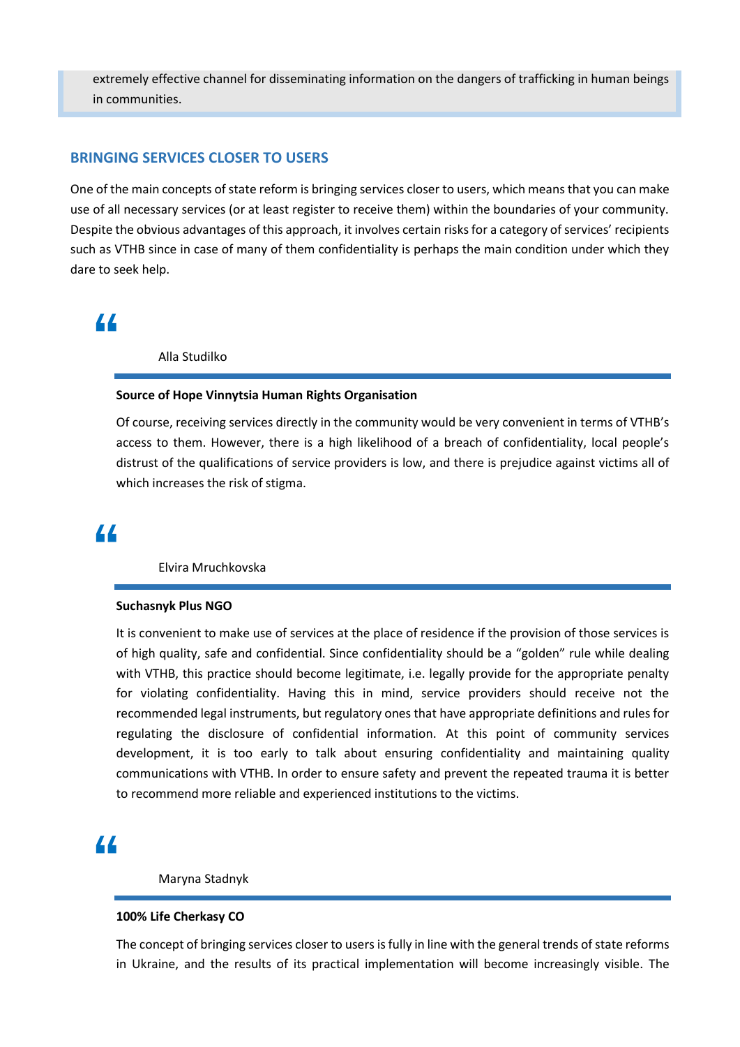extremely effective channel for disseminating information on the dangers of trafficking in human beings in communities.

## BRINGING SERVICES CLOSER TO USERS

One of the main concepts of state reform is bringing services closer to users, which means that you can make use of all necessary services (or at least register to receive them) within the boundaries of your community. Despite the obvious advantages of this approach, it involves certain risks for a category of services' recipients such as VTHB since in case of many of them confidentiality is perhaps the main condition under which they dare to seek help.

> Alla Studilko
>
> **Source of Hope Vinnytsia Human Rights Organisation**
>
> Of course, receiving services directly in the community would be very convenient in terms of VTHB's access to them. However, there is a high likelihood of a breach of confidentiality, local people's distrust of the qualifications of service providers is low, and there is prejudice against victims all of which increases the risk of stigma.

> Elvira Mruchkovska
>
> **Suchasnyk Plus NGO**
>
> It is convenient to make use of services at the place of residence if the provision of those services is of high quality, safe and confidential. Since confidentiality should be a "golden" rule while dealing with VTHB, this practice should become legitimate, i.e. legally provide for the appropriate penalty for violating confidentiality. Having this in mind, service providers should receive not the recommended legal instruments, but regulatory ones that have appropriate definitions and rules for regulating the disclosure of confidential information. At this point of community services development, it is too early to talk about ensuring confidentiality and maintaining quality communications with VTHB. In order to ensure safety and prevent the repeated trauma it is better to recommend more reliable and experienced institutions to the victims.

> Maryna Stadnyk
>
> **100% Life Cherkasy CO**
>
> The concept of bringing services closer to users is fully in line with the general trends of state reforms in Ukraine, and the results of its practical implementation will become increasingly visible. The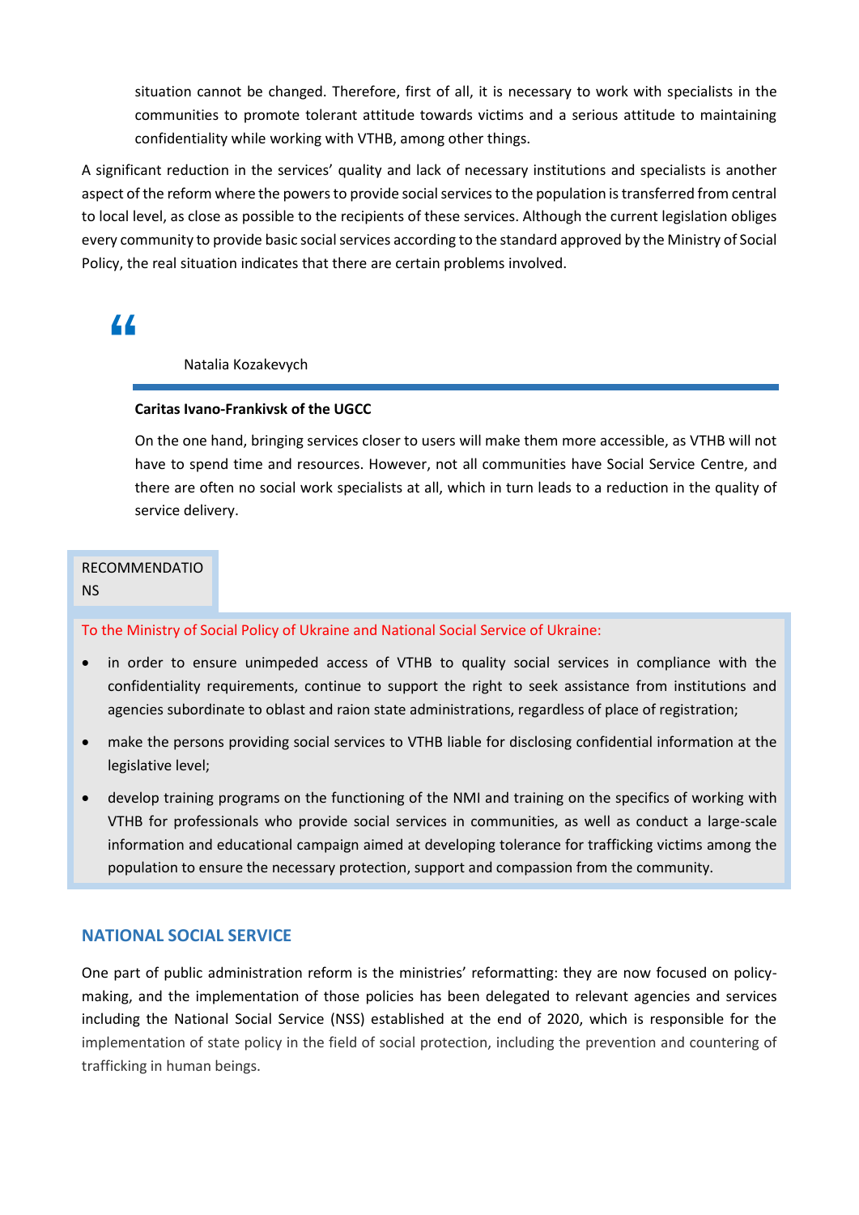situation cannot be changed. Therefore, first of all, it is necessary to work with specialists in the communities to promote tolerant attitude towards victims and a serious attitude to maintaining confidentiality while working with VTHB, among other things.

A significant reduction in the services' quality and lack of necessary institutions and specialists is another aspect of the reform where the powers to provide social services to the population is transferred from central to local level, as close as possible to the recipients of these services. Although the current legislation obliges every community to provide basic social services according to the standard approved by the Ministry of Social Policy, the real situation indicates that there are certain problems involved.

> Natalia Kozakevych
>
> **Caritas Ivano-Frankivsk of the UGCC**
>
> On the one hand, bringing services closer to users will make them more accessible, as VTHB will not have to spend time and resources. However, not all communities have Social Service Centre, and there are often no social work specialists at all, which in turn leads to a reduction in the quality of service delivery.

RECOMMENDATIONS

To the Ministry of Social Policy of Ukraine and National Social Service of Ukraine:

- in order to ensure unimpeded access of VTHB to quality social services in compliance with the confidentiality requirements, continue to support the right to seek assistance from institutions and agencies subordinate to oblast and raion state administrations, regardless of place of registration;
- make the persons providing social services to VTHB liable for disclosing confidential information at the legislative level;
- develop training programs on the functioning of the NMI and training on the specifics of working with VTHB for professionals who provide social services in communities, as well as conduct a large-scale information and educational campaign aimed at developing tolerance for trafficking victims among the population to ensure the necessary protection, support and compassion from the community.

## NATIONAL SOCIAL SERVICE

One part of public administration reform is the ministries' reformatting: they are now focused on policy-making, and the implementation of those policies has been delegated to relevant agencies and services including the National Social Service (NSS) established at the end of 2020, which is responsible for the implementation of state policy in the field of social protection, including the prevention and countering of trafficking in human beings.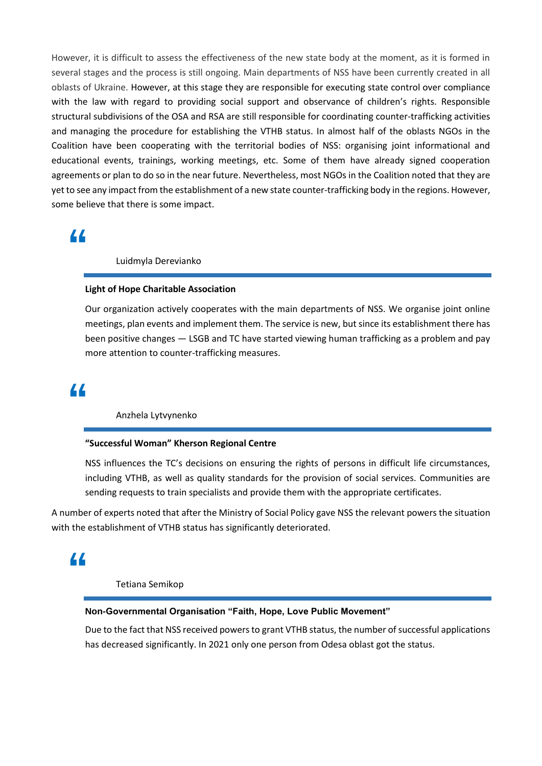However, it is difficult to assess the effectiveness of the new state body at the moment, as it is formed in several stages and the process is still ongoing. Main departments of NSS have been currently created in all oblasts of Ukraine. However, at this stage they are responsible for executing state control over compliance with the law with regard to providing social support and observance of children's rights. Responsible structural subdivisions of the OSA and RSA are still responsible for coordinating counter-trafficking activities and managing the procedure for establishing the VTHB status. In almost half of the oblasts NGOs in the Coalition have been cooperating with the territorial bodies of NSS: organising joint informational and educational events, trainings, working meetings, etc. Some of them have already signed cooperation agreements or plan to do so in the near future. Nevertheless, most NGOs in the Coalition noted that they are yet to see any impact from the establishment of a new state counter-trafficking body in the regions. However, some believe that there is some impact.

> Luidmyla Derevianko
>
> **Light of Hope Charitable Association**
>
> Our organization actively cooperates with the main departments of NSS. We organise joint online meetings, plan events and implement them. The service is new, but since its establishment there has been positive changes — LSGB and TC have started viewing human trafficking as a problem and pay more attention to counter-trafficking measures.

> Anzhela Lytvynenko
>
> **"Successful Woman" Kherson Regional Centre**
>
> NSS influences the TC's decisions on ensuring the rights of persons in difficult life circumstances, including VTHB, as well as quality standards for the provision of social services. Communities are sending requests to train specialists and provide them with the appropriate certificates.

A number of experts noted that after the Ministry of Social Policy gave NSS the relevant powers the situation with the establishment of VTHB status has significantly deteriorated.

> Tetiana Semikop
>
> **Non-Governmental Organisation "Faith, Hope, Love Public Movement"**
>
> Due to the fact that NSS received powers to grant VTHB status, the number of successful applications has decreased significantly. In 2021 only one person from Odesa oblast got the status.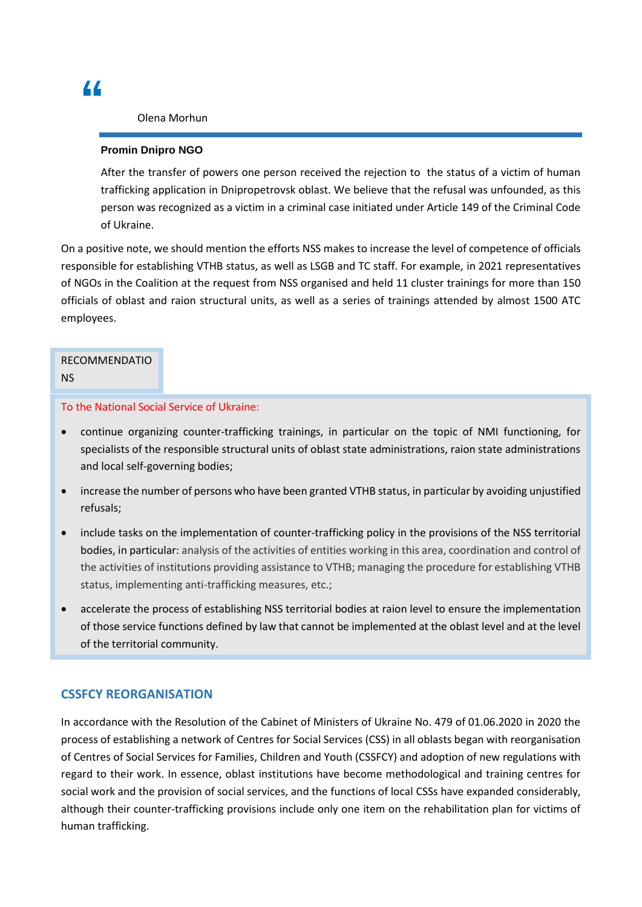> “
>
> Olena Morhun
>
> **Promin Dnipro NGO**
>
> After the transfer of powers one person received the rejection to the status of a victim of human trafficking application in Dnipropetrovsk oblast. We believe that the refusal was unfounded, as this person was recognized as a victim in a criminal case initiated under Article 149 of the Criminal Code of Ukraine.

On a positive note, we should mention the efforts NSS makes to increase the level of competence of officials responsible for establishing VTHB status, as well as LSGB and TC staff. For example, in 2021 representatives of NGOs in the Coalition at the request from NSS organised and held 11 cluster trainings for more than 150 officials of oblast and raion structural units, as well as a series of trainings attended by almost 1500 ATC employees.

**RECOMMENDATIONS**

To the National Social Service of Ukraine:

- continue organizing counter-trafficking trainings, in particular on the topic of NMI functioning, for specialists of the responsible structural units of oblast state administrations, raion state administrations and local self-governing bodies;
- increase the number of persons who have been granted VTHB status, in particular by avoiding unjustified refusals;
- include tasks on the implementation of counter-trafficking policy in the provisions of the NSS territorial bodies, in particular: analysis of the activities of entities working in this area, coordination and control of the activities of institutions providing assistance to VTHB; managing the procedure for establishing VTHB status, implementing anti-trafficking measures, etc.;
- accelerate the process of establishing NSS territorial bodies at raion level to ensure the implementation of those service functions defined by law that cannot be implemented at the oblast level and at the level of the territorial community.

## CSSFCY REORGANISATION

In accordance with the Resolution of the Cabinet of Ministers of Ukraine No. 479 of 01.06.2020 in 2020 the process of establishing a network of Centres for Social Services (CSS) in all oblasts began with reorganisation of Centres of Social Services for Families, Children and Youth (CSSFCY) and adoption of new regulations with regard to their work. In essence, oblast institutions have become methodological and training centres for social work and the provision of social services, and the functions of local CSSs have expanded considerably, although their counter-trafficking provisions include only one item on the rehabilitation plan for victims of human trafficking.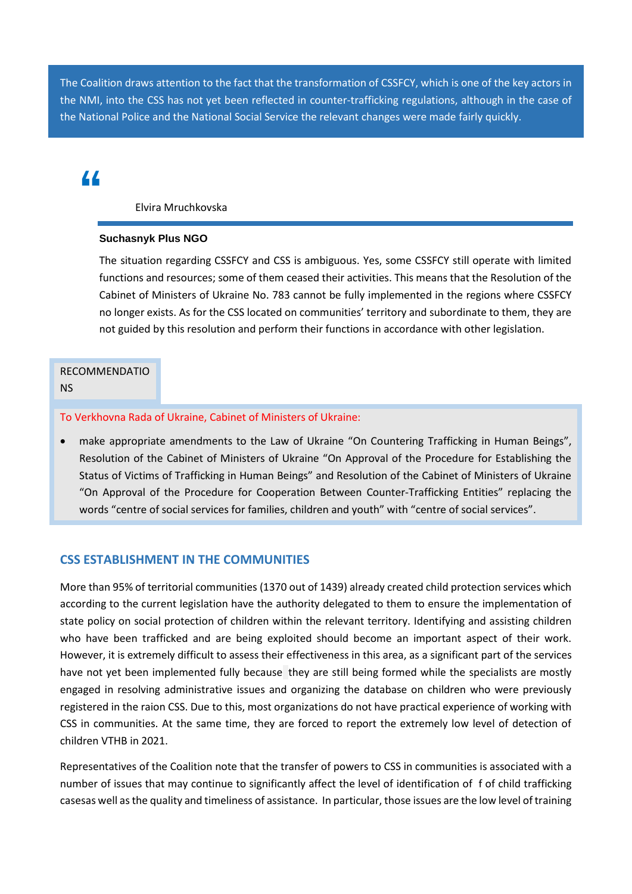> The Coalition draws attention to the fact that the transformation of CSSFCY, which is one of the key actors in the NMI, into the CSS has not yet been reflected in counter-trafficking regulations, although in the case of the National Police and the National Social Service the relevant changes were made fairly quickly.

"

Elvira Mruchkovska

**Suchasnyk Plus NGO**

The situation regarding CSSFCY and CSS is ambiguous. Yes, some CSSFCY still operate with limited functions and resources; some of them ceased their activities. This means that the Resolution of the Cabinet of Ministers of Ukraine No. 783 cannot be fully implemented in the regions where CSSFCY no longer exists. As for the CSS located on communities' territory and subordinate to them, they are not guided by this resolution and perform their functions in accordance with other legislation.

RECOMMENDATIONS

To Verkhovna Rada of Ukraine, Cabinet of Ministers of Ukraine:

- make appropriate amendments to the Law of Ukraine "On Countering Trafficking in Human Beings", Resolution of the Cabinet of Ministers of Ukraine "On Approval of the Procedure for Establishing the Status of Victims of Trafficking in Human Beings" and Resolution of the Cabinet of Ministers of Ukraine "On Approval of the Procedure for Cooperation Between Counter-Trafficking Entities" replacing the words "centre of social services for families, children and youth" with "centre of social services".

## CSS ESTABLISHMENT IN THE COMMUNITIES

More than 95% of territorial communities (1370 out of 1439) already created child protection services which according to the current legislation have the authority delegated to them to ensure the implementation of state policy on social protection of children within the relevant territory. Identifying and assisting children who have been trafficked and are being exploited should become an important aspect of their work. However, it is extremely difficult to assess their effectiveness in this area, as a significant part of the services have not yet been implemented fully because they are still being formed while the specialists are mostly engaged in resolving administrative issues and organizing the database on children who were previously registered in the raion CSS. Due to this, most organizations do not have practical experience of working with CSS in communities. At the same time, they are forced to report the extremely low level of detection of children VTHB in 2021.

Representatives of the Coalition note that the transfer of powers to CSS in communities is associated with a number of issues that may continue to significantly affect the level of identification of f of child trafficking casesas well as the quality and timeliness of assistance. In particular, those issues are the low level of training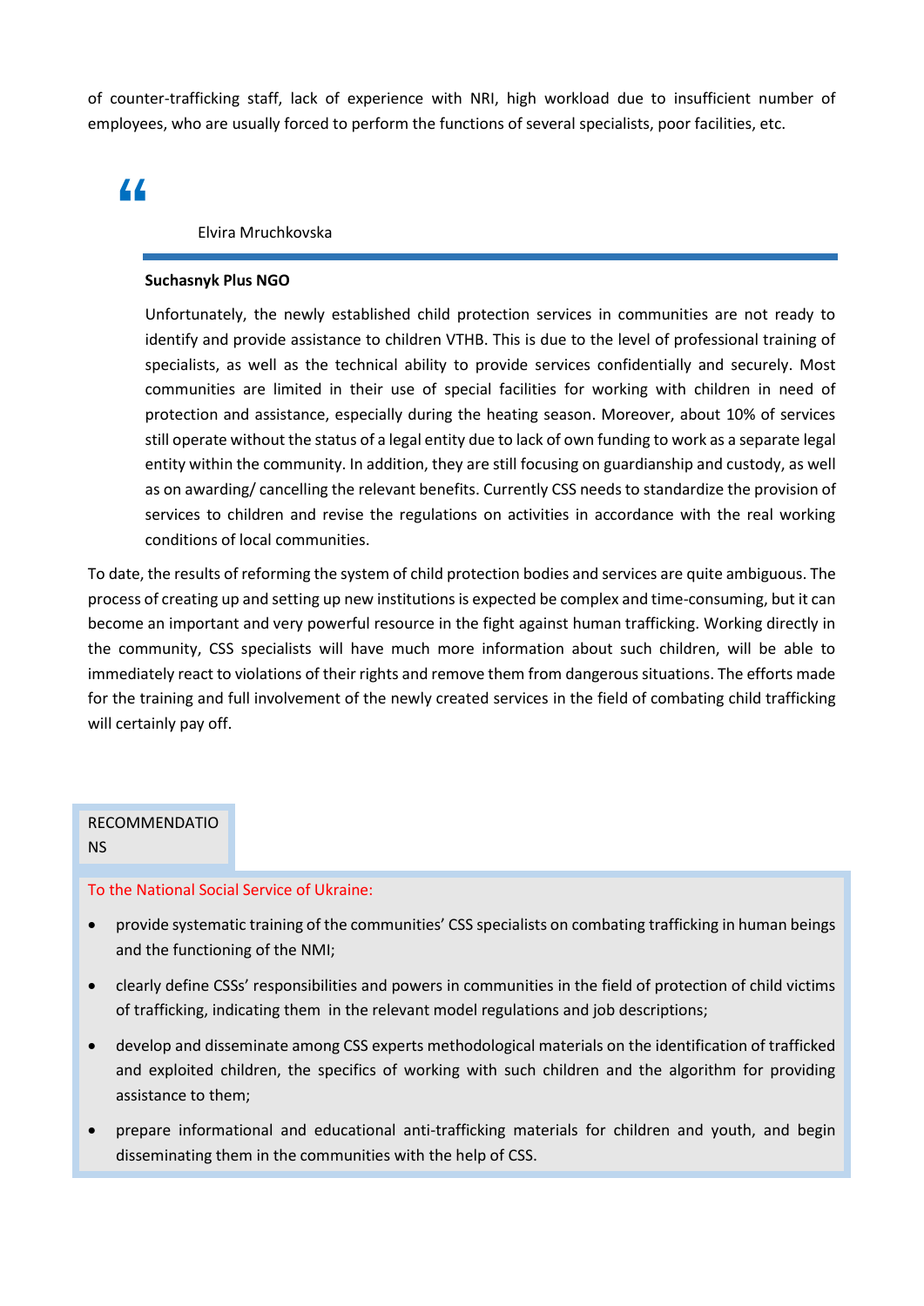of counter-trafficking staff, lack of experience with NRI, high workload due to insufficient number of employees, who are usually forced to perform the functions of several specialists, poor facilities, etc.

> Elvira Mruchkovska
>
> **Suchasnyk Plus NGO**
>
> Unfortunately, the newly established child protection services in communities are not ready to identify and provide assistance to children VTHB. This is due to the level of professional training of specialists, as well as the technical ability to provide services confidentially and securely. Most communities are limited in their use of special facilities for working with children in need of protection and assistance, especially during the heating season. Moreover, about 10% of services still operate without the status of a legal entity due to lack of own funding to work as a separate legal entity within the community. In addition, they are still focusing on guardianship and custody, as well as on awarding/ cancelling the relevant benefits. Currently CSS needs to standardize the provision of services to children and revise the regulations on activities in accordance with the real working conditions of local communities.

To date, the results of reforming the system of child protection bodies and services are quite ambiguous. The process of creating up and setting up new institutions is expected be complex and time-consuming, but it can become an important and very powerful resource in the fight against human trafficking. Working directly in the community, CSS specialists will have much more information about such children, will be able to immediately react to violations of their rights and remove them from dangerous situations. The efforts made for the training and full involvement of the newly created services in the field of combating child trafficking will certainly pay off.

## RECOMMENDATIONS

To the National Social Service of Ukraine:

- provide systematic training of the communities' CSS specialists on combating trafficking in human beings and the functioning of the NMI;
- clearly define CSSs' responsibilities and powers in communities in the field of protection of child victims of trafficking, indicating them in the relevant model regulations and job descriptions;
- develop and disseminate among CSS experts methodological materials on the identification of trafficked and exploited children, the specifics of working with such children and the algorithm for providing assistance to them;
- prepare informational and educational anti-trafficking materials for children and youth, and begin disseminating them in the communities with the help of CSS.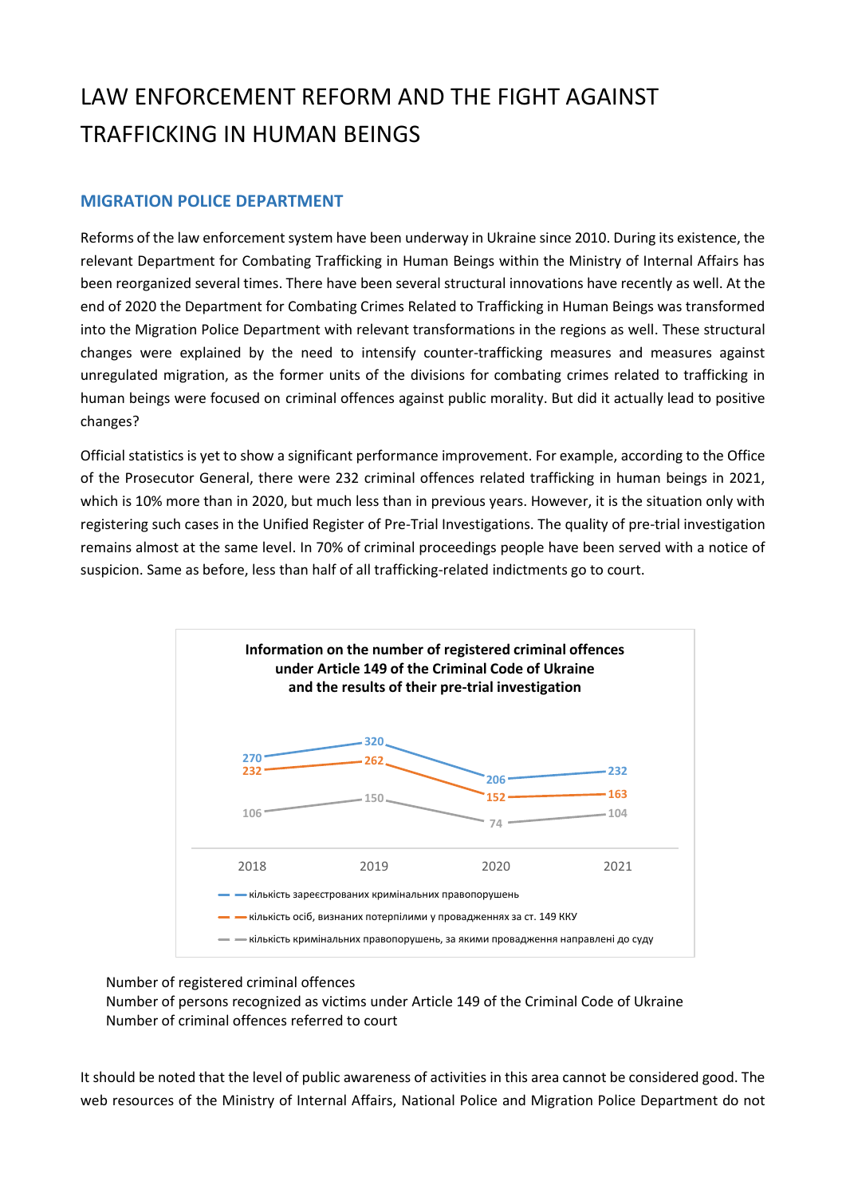# LAW ENFORCEMENT REFORM AND THE FIGHT AGAINST TRAFFICKING IN HUMAN BEINGS

## MIGRATION POLICE DEPARTMENT

Reforms of the law enforcement system have been underway in Ukraine since 2010. During its existence, the relevant Department for Combating Trafficking in Human Beings within the Ministry of Internal Affairs has been reorganized several times. There have been several structural innovations have recently as well. At the end of 2020 the Department for Combating Crimes Related to Trafficking in Human Beings was transformed into the Migration Police Department with relevant transformations in the regions as well. These structural changes were explained by the need to intensify counter-trafficking measures and measures against unregulated migration, as the former units of the divisions for combating crimes related to trafficking in human beings were focused on criminal offences against public morality. But did it actually lead to positive changes?

Official statistics is yet to show a significant performance improvement. For example, according to the Office of the Prosecutor General, there were 232 criminal offences related trafficking in human beings in 2021, which is 10% more than in 2020, but much less than in previous years. However, it is the situation only with registering such cases in the Unified Register of Pre-Trial Investigations. The quality of pre-trial investigation remains almost at the same level. In 70% of criminal proceedings people have been served with a notice of suspicion. Same as before, less than half of all trafficking-related indictments go to court.

**Information on the number of registered criminal offences under Article 149 of the Criminal Code of Ukraine and the results of their pre-trial investigation**

| | 2018 | 2019 | 2020 | 2021 |
|---|---|---|---|---|
| кількість зареєстрованих кримінальних правопорушень | 270 | 320 | 206 | 232 |
| кількість осіб, визнаних потерпілими у провадженнях за ст. 149 ККУ | 232 | 262 | 152 | 163 |
| кількість кримінальних правопорушень, за якими провадження направлені до суду | 106 | 150 | 74 | 104 |

Number of registered criminal offences
Number of persons recognized as victims under Article 149 of the Criminal Code of Ukraine
Number of criminal offences referred to court

It should be noted that the level of public awareness of activities in this area cannot be considered good. The web resources of the Ministry of Internal Affairs, National Police and Migration Police Department do not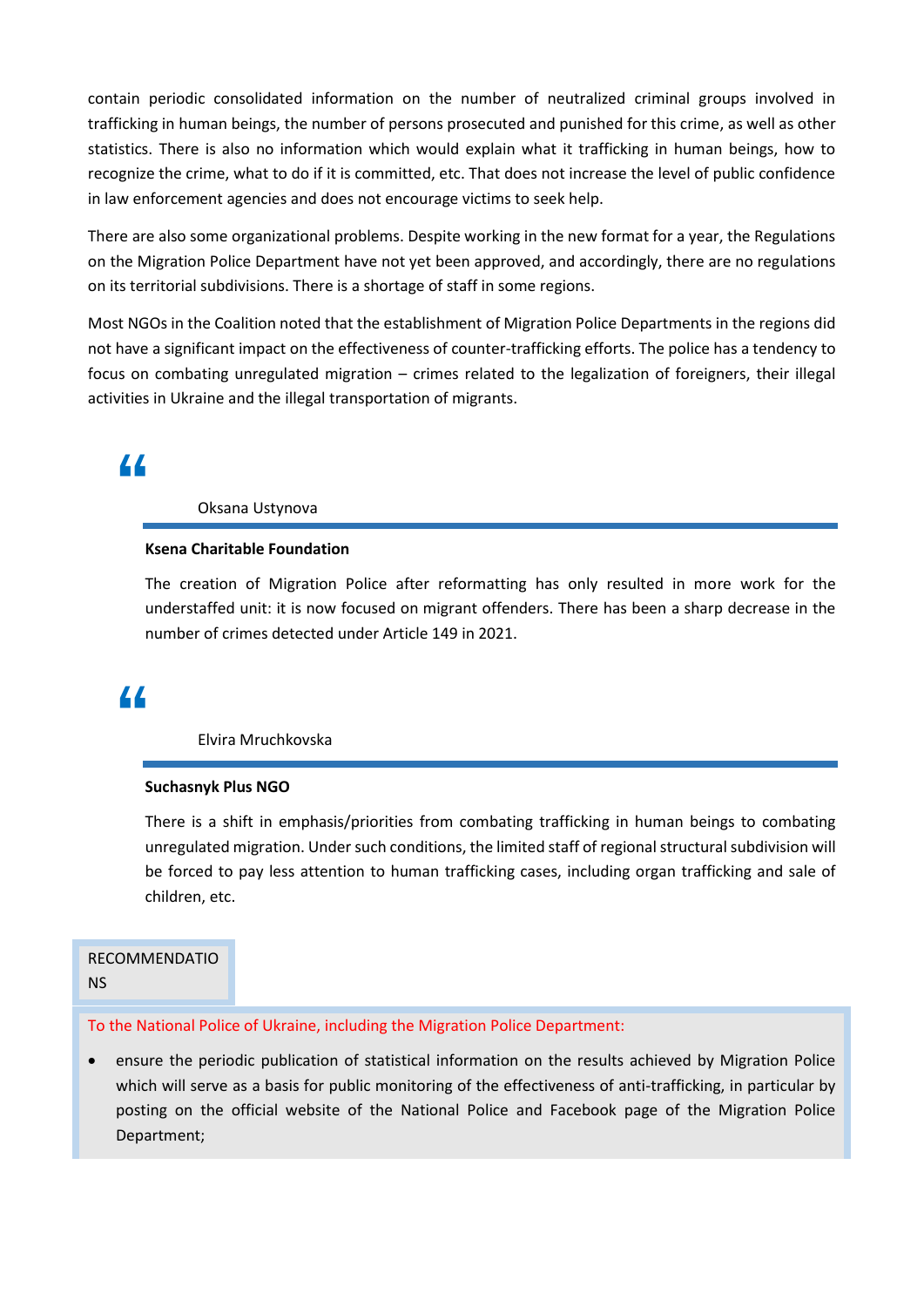contain periodic consolidated information on the number of neutralized criminal groups involved in trafficking in human beings, the number of persons prosecuted and punished for this crime, as well as other statistics. There is also no information which would explain what it trafficking in human beings, how to recognize the crime, what to do if it is committed, etc. That does not increase the level of public confidence in law enforcement agencies and does not encourage victims to seek help.

There are also some organizational problems. Despite working in the new format for a year, the Regulations on the Migration Police Department have not yet been approved, and accordingly, there are no regulations on its territorial subdivisions. There is a shortage of staff in some regions.

Most NGOs in the Coalition noted that the establishment of Migration Police Departments in the regions did not have a significant impact on the effectiveness of counter-trafficking efforts. The police has a tendency to focus on combating unregulated migration – crimes related to the legalization of foreigners, their illegal activities in Ukraine and the illegal transportation of migrants.

> Oksana Ustynova
>
> **Ksena Charitable Foundation**
>
> The creation of Migration Police after reformatting has only resulted in more work for the understaffed unit: it is now focused on migrant offenders. There has been a sharp decrease in the number of crimes detected under Article 149 in 2021.

> Elvira Mruchkovska
>
> **Suchasnyk Plus NGO**
>
> There is a shift in emphasis/priorities from combating trafficking in human beings to combating unregulated migration. Under such conditions, the limited staff of regional structural subdivision will be forced to pay less attention to human trafficking cases, including organ trafficking and sale of children, etc.

RECOMMENDATIONS

To the National Police of Ukraine, including the Migration Police Department:

- ensure the periodic publication of statistical information on the results achieved by Migration Police which will serve as a basis for public monitoring of the effectiveness of anti-trafficking, in particular by posting on the official website of the National Police and Facebook page of the Migration Police Department;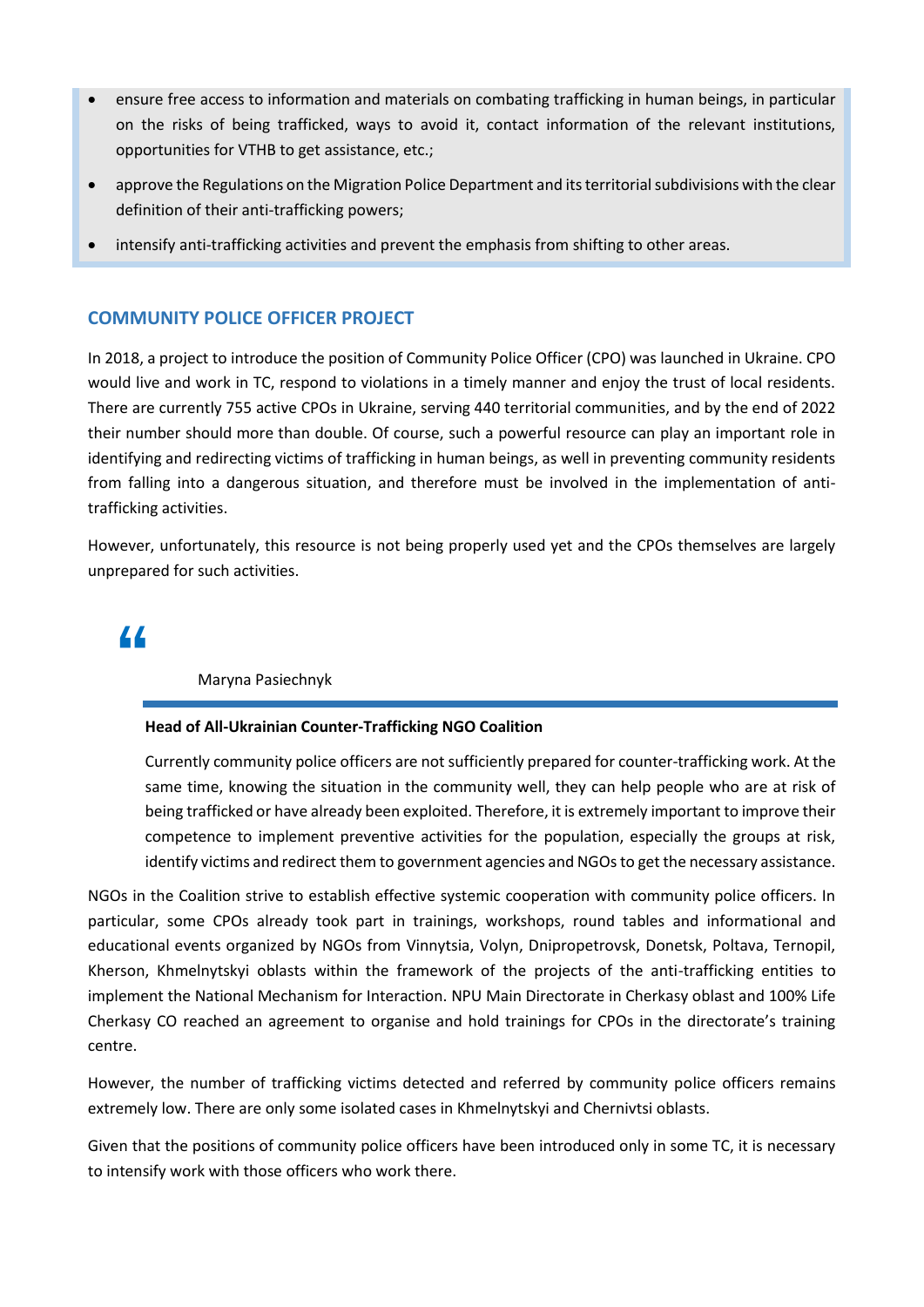- ensure free access to information and materials on combating trafficking in human beings, in particular on the risks of being trafficked, ways to avoid it, contact information of the relevant institutions, opportunities for VTHB to get assistance, etc.;
- approve the Regulations on the Migration Police Department and its territorial subdivisions with the clear definition of their anti-trafficking powers;
- intensify anti-trafficking activities and prevent the emphasis from shifting to other areas.

## COMMUNITY POLICE OFFICER PROJECT

In 2018, a project to introduce the position of Community Police Officer (CPO) was launched in Ukraine. CPO would live and work in TC, respond to violations in a timely manner and enjoy the trust of local residents. There are currently 755 active CPOs in Ukraine, serving 440 territorial communities, and by the end of 2022 their number should more than double. Of course, such a powerful resource can play an important role in identifying and redirecting victims of trafficking in human beings, as well in preventing community residents from falling into a dangerous situation, and therefore must be involved in the implementation of anti-trafficking activities.

However, unfortunately, this resource is not being properly used yet and the CPOs themselves are largely unprepared for such activities.

> Maryna Pasiechnyk
>
> **Head of All-Ukrainian Counter-Trafficking NGO Coalition**
>
> Currently community police officers are not sufficiently prepared for counter-trafficking work. At the same time, knowing the situation in the community well, they can help people who are at risk of being trafficked or have already been exploited. Therefore, it is extremely important to improve their competence to implement preventive activities for the population, especially the groups at risk, identify victims and redirect them to government agencies and NGOs to get the necessary assistance.

NGOs in the Coalition strive to establish effective systemic cooperation with community police officers. In particular, some CPOs already took part in trainings, workshops, round tables and informational and educational events organized by NGOs from Vinnytsia, Volyn, Dnipropetrovsk, Donetsk, Poltava, Ternopil, Kherson, Khmelnytskyi oblasts within the framework of the projects of the anti-trafficking entities to implement the National Mechanism for Interaction. NPU Main Directorate in Cherkasy oblast and 100% Life Cherkasy CO reached an agreement to organise and hold trainings for CPOs in the directorate's training centre.

However, the number of trafficking victims detected and referred by community police officers remains extremely low. There are only some isolated cases in Khmelnytskyi and Chernivtsi oblasts.

Given that the positions of community police officers have been introduced only in some TC, it is necessary to intensify work with those officers who work there.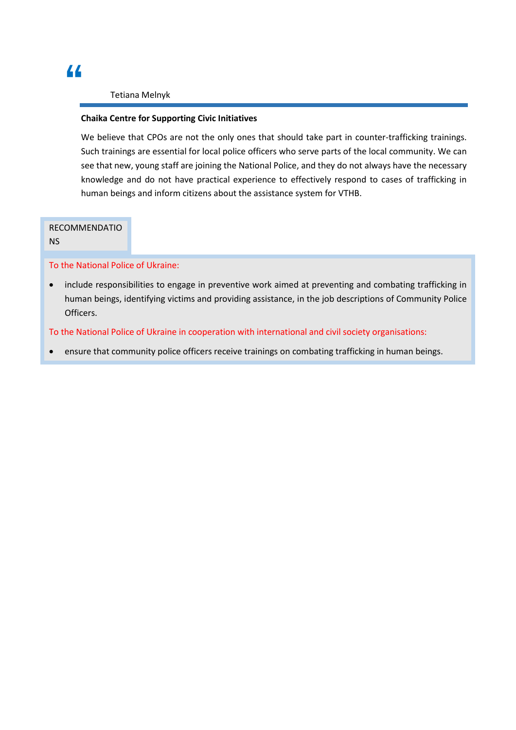“

Tetiana Melnyk

**Chaika Centre for Supporting Civic Initiatives**

We believe that CPOs are not the only ones that should take part in counter-trafficking trainings. Such trainings are essential for local police officers who serve parts of the local community. We can see that new, young staff are joining the National Police, and they do not always have the necessary knowledge and do not have practical experience to effectively respond to cases of trafficking in human beings and inform citizens about the assistance system for VTHB.

RECOMMENDATIONS

To the National Police of Ukraine:

- include responsibilities to engage in preventive work aimed at preventing and combating trafficking in human beings, identifying victims and providing assistance, in the job descriptions of Community Police Officers.

To the National Police of Ukraine in cooperation with international and civil society organisations:

- ensure that community police officers receive trainings on combating trafficking in human beings.